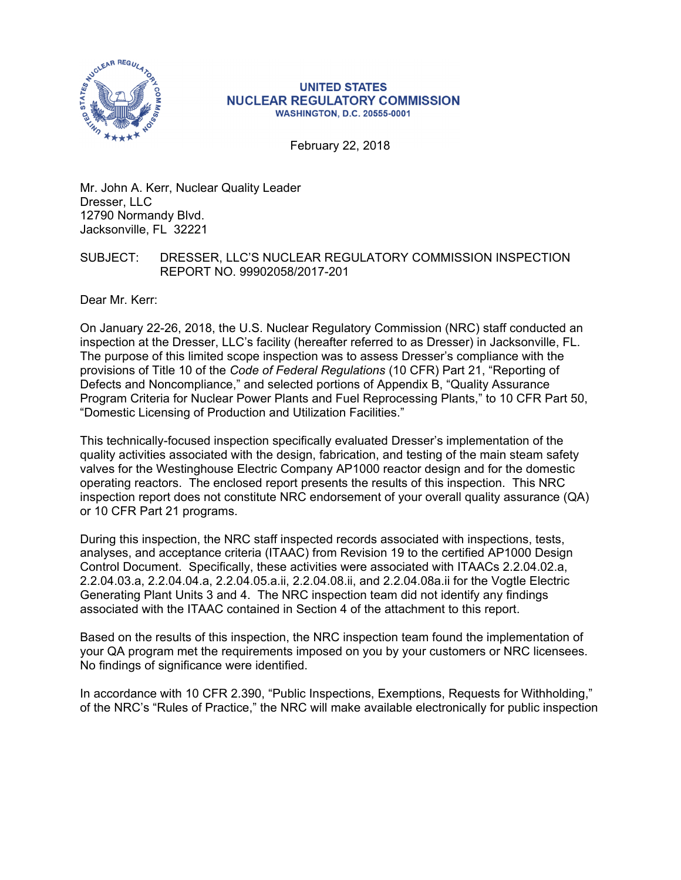UNITED STATES
NUCLEAR REGULATORY COMMISSION
WASHINGTON, D.C. 20555-0001

February 22, 2018

Mr. John A. Kerr, Nuclear Quality Leader
Dresser, LLC
12790 Normandy Blvd.
Jacksonville, FL 32221

SUBJECT: DRESSER, LLC'S NUCLEAR REGULATORY COMMISSION INSPECTION REPORT NO. 99902058/2017-201

Dear Mr. Kerr:

On January 22-26, 2018, the U.S. Nuclear Regulatory Commission (NRC) staff conducted an inspection at the Dresser, LLC's facility (hereafter referred to as Dresser) in Jacksonville, FL. The purpose of this limited scope inspection was to assess Dresser's compliance with the provisions of Title 10 of the *Code of Federal Regulations* (10 CFR) Part 21, "Reporting of Defects and Noncompliance," and selected portions of Appendix B, "Quality Assurance Program Criteria for Nuclear Power Plants and Fuel Reprocessing Plants," to 10 CFR Part 50, "Domestic Licensing of Production and Utilization Facilities."

This technically-focused inspection specifically evaluated Dresser's implementation of the quality activities associated with the design, fabrication, and testing of the main steam safety valves for the Westinghouse Electric Company AP1000 reactor design and for the domestic operating reactors. The enclosed report presents the results of this inspection. This NRC inspection report does not constitute NRC endorsement of your overall quality assurance (QA) or 10 CFR Part 21 programs.

During this inspection, the NRC staff inspected records associated with inspections, tests, analyses, and acceptance criteria (ITAAC) from Revision 19 to the certified AP1000 Design Control Document. Specifically, these activities were associated with ITAACs 2.2.04.02.a, 2.2.04.03.a, 2.2.04.04.a, 2.2.04.05.a.ii, 2.2.04.08.ii, and 2.2.04.08a.ii for the Vogtle Electric Generating Plant Units 3 and 4. The NRC inspection team did not identify any findings associated with the ITAAC contained in Section 4 of the attachment to this report.

Based on the results of this inspection, the NRC inspection team found the implementation of your QA program met the requirements imposed on you by your customers or NRC licensees. No findings of significance were identified.

In accordance with 10 CFR 2.390, "Public Inspections, Exemptions, Requests for Withholding," of the NRC's "Rules of Practice," the NRC will make available electronically for public inspection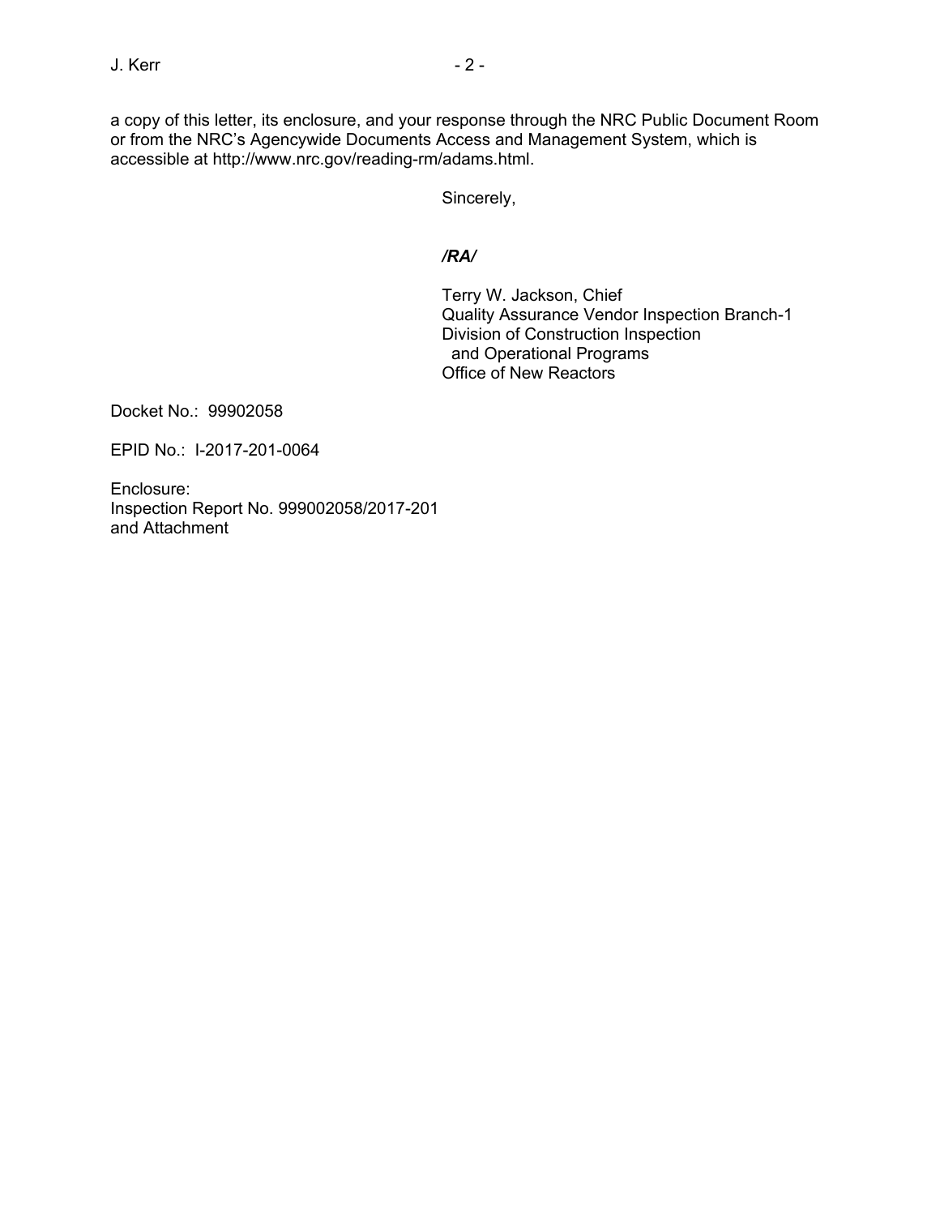a copy of this letter, its enclosure, and your response through the NRC Public Document Room or from the NRC's Agencywide Documents Access and Management System, which is accessible at http://www.nrc.gov/reading-rm/adams.html.

Sincerely,

***/RA/***

Terry W. Jackson, Chief
Quality Assurance Vendor Inspection Branch-1
Division of Construction Inspection
and Operational Programs
Office of New Reactors

Docket No.: 99902058

EPID No.: I-2017-201-0064

Enclosure:
Inspection Report No. 999002058/2017-201
and Attachment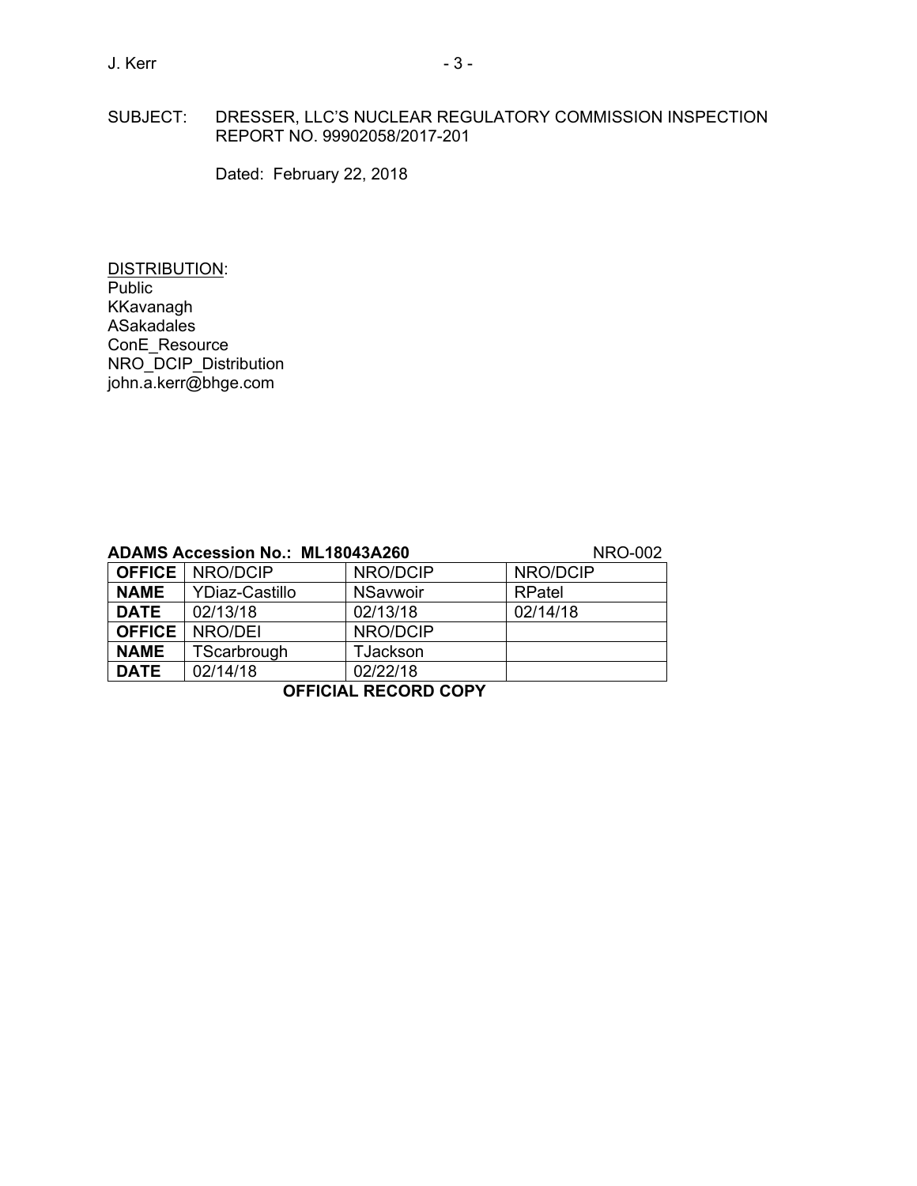SUBJECT: DRESSER, LLC'S NUCLEAR REGULATORY COMMISSION INSPECTION REPORT NO. 99902058/2017-201

Dated: February 22, 2018

DISTRIBUTION:
Public
KKavanagh
ASakadales
ConE_Resource
NRO_DCIP_Distribution
john.a.kerr@bhge.com

**ADAMS Accession No.: ML18043A260** NRO-002

| **OFFICE** | NRO/DCIP | NRO/DCIP | NRO/DCIP |
|---|---|---|---|
| **NAME** | YDiaz-Castillo | NSavwoir | RPatel |
| **DATE** | 02/13/18 | 02/13/18 | 02/14/18 |
| **OFFICE** | NRO/DEI | NRO/DCIP | |
| **NAME** | TScarbrough | TJackson | |
| **DATE** | 02/14/18 | 02/22/18 | |

**OFFICIAL RECORD COPY**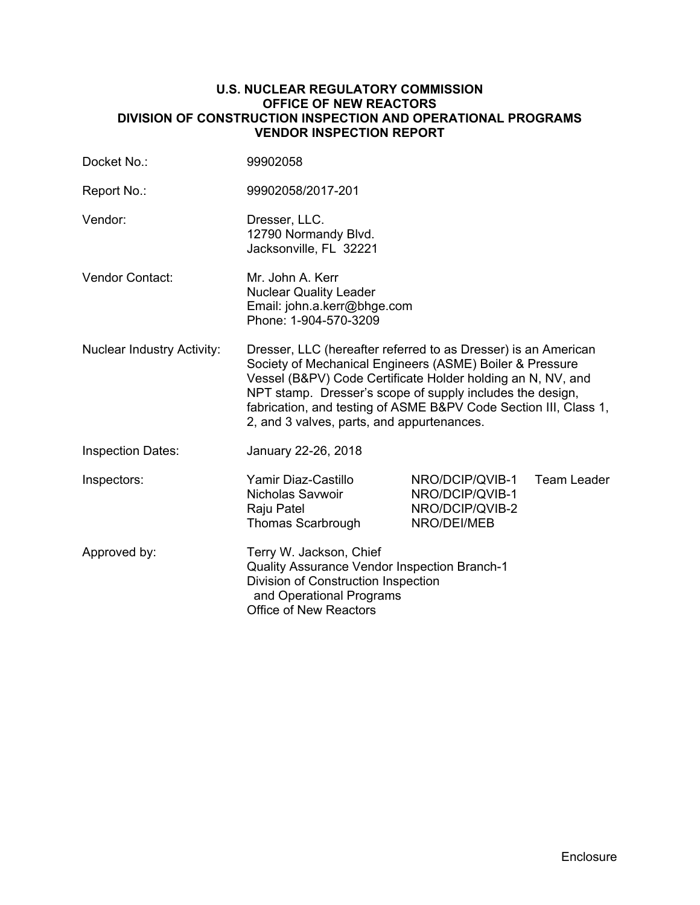**U.S. NUCLEAR REGULATORY COMMISSION**
**OFFICE OF NEW REACTORS**
**DIVISION OF CONSTRUCTION INSPECTION AND OPERATIONAL PROGRAMS**
**VENDOR INSPECTION REPORT**

| | |
|---|---|
| Docket No.: | 99902058 |
| Report No.: | 99902058/2017-201 |
| Vendor: | Dresser, LLC.<br>12790 Normandy Blvd.<br>Jacksonville, FL 32221 |
| Vendor Contact: | Mr. John A. Kerr<br>Nuclear Quality Leader<br>Email: john.a.kerr@bhge.com<br>Phone: 1-904-570-3209 |
| Nuclear Industry Activity: | Dresser, LLC (hereafter referred to as Dresser) is an American Society of Mechanical Engineers (ASME) Boiler & Pressure Vessel (B&PV) Code Certificate Holder holding an N, NV, and NPT stamp. Dresser's scope of supply includes the design, fabrication, and testing of ASME B&PV Code Section III, Class 1, 2, and 3 valves, parts, and appurtenances. |
| Inspection Dates: | January 22-26, 2018 |

| Inspectors: | | | |
|---|---|---|---|
| | Yamir Diaz-Castillo | NRO/DCIP/QVIB-1 | Team Leader |
| | Nicholas Savwoir | NRO/DCIP/QVIB-1 | |
| | Raju Patel | NRO/DCIP/QVIB-2 | |
| | Thomas Scarbrough | NRO/DEI/MEB | |

Approved by: Terry W. Jackson, Chief
Quality Assurance Vendor Inspection Branch-1
Division of Construction Inspection
and Operational Programs
Office of New Reactors

Enclosure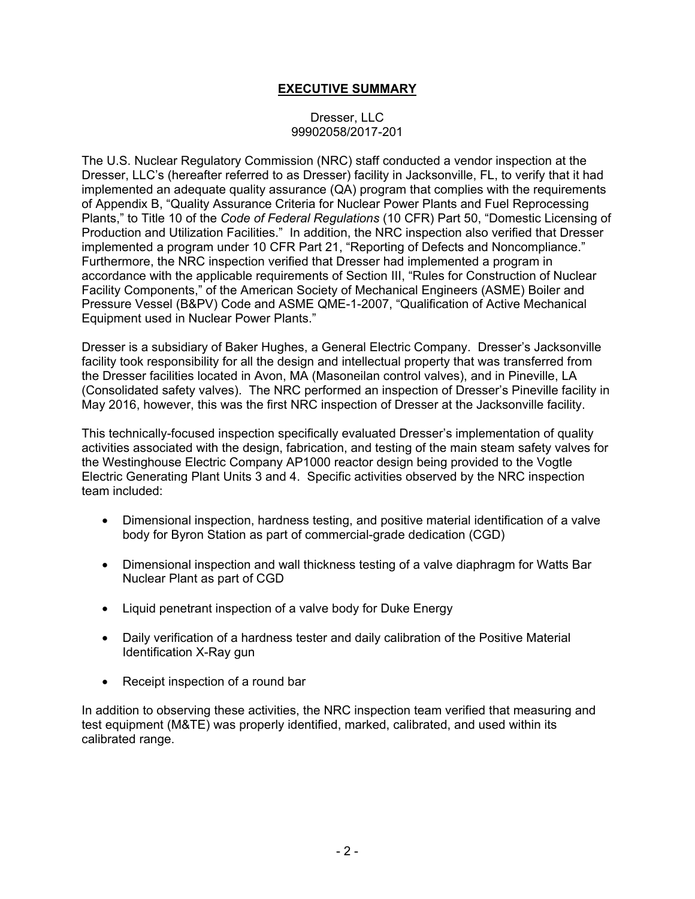# EXECUTIVE SUMMARY

Dresser, LLC
99902058/2017-201

The U.S. Nuclear Regulatory Commission (NRC) staff conducted a vendor inspection at the Dresser, LLC's (hereafter referred to as Dresser) facility in Jacksonville, FL, to verify that it had implemented an adequate quality assurance (QA) program that complies with the requirements of Appendix B, "Quality Assurance Criteria for Nuclear Power Plants and Fuel Reprocessing Plants," to Title 10 of the *Code of Federal Regulations* (10 CFR) Part 50, "Domestic Licensing of Production and Utilization Facilities." In addition, the NRC inspection also verified that Dresser implemented a program under 10 CFR Part 21, "Reporting of Defects and Noncompliance." Furthermore, the NRC inspection verified that Dresser had implemented a program in accordance with the applicable requirements of Section III, "Rules for Construction of Nuclear Facility Components," of the American Society of Mechanical Engineers (ASME) Boiler and Pressure Vessel (B&PV) Code and ASME QME-1-2007, "Qualification of Active Mechanical Equipment used in Nuclear Power Plants."

Dresser is a subsidiary of Baker Hughes, a General Electric Company. Dresser's Jacksonville facility took responsibility for all the design and intellectual property that was transferred from the Dresser facilities located in Avon, MA (Masoneilan control valves), and in Pineville, LA (Consolidated safety valves). The NRC performed an inspection of Dresser's Pineville facility in May 2016, however, this was the first NRC inspection of Dresser at the Jacksonville facility.

This technically-focused inspection specifically evaluated Dresser's implementation of quality activities associated with the design, fabrication, and testing of the main steam safety valves for the Westinghouse Electric Company AP1000 reactor design being provided to the Vogtle Electric Generating Plant Units 3 and 4. Specific activities observed by the NRC inspection team included:

- Dimensional inspection, hardness testing, and positive material identification of a valve body for Byron Station as part of commercial-grade dedication (CGD)
- Dimensional inspection and wall thickness testing of a valve diaphragm for Watts Bar Nuclear Plant as part of CGD
- Liquid penetrant inspection of a valve body for Duke Energy
- Daily verification of a hardness tester and daily calibration of the Positive Material Identification X-Ray gun
- Receipt inspection of a round bar

In addition to observing these activities, the NRC inspection team verified that measuring and test equipment (M&TE) was properly identified, marked, calibrated, and used within its calibrated range.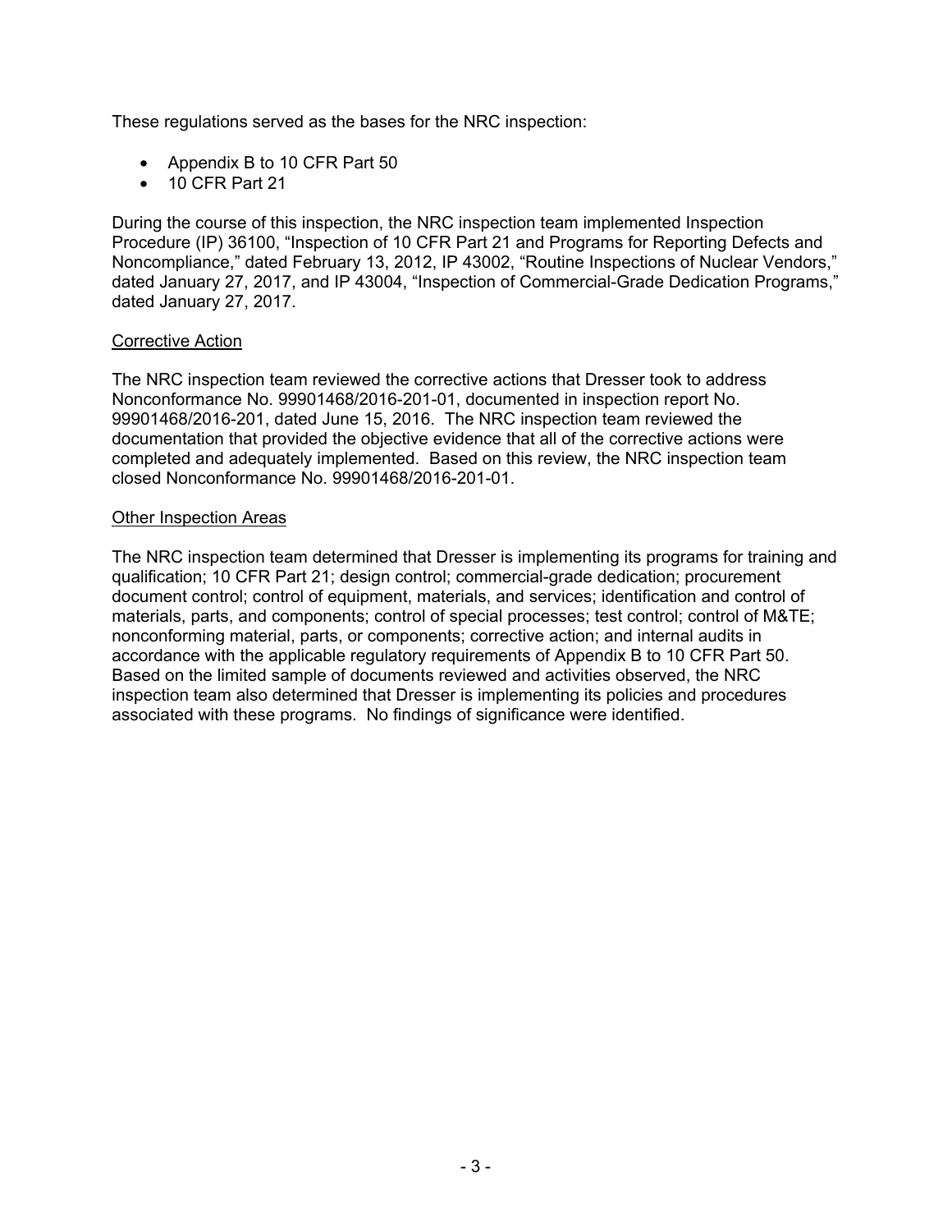These regulations served as the bases for the NRC inspection:

- Appendix B to 10 CFR Part 50
- 10 CFR Part 21

During the course of this inspection, the NRC inspection team implemented Inspection Procedure (IP) 36100, "Inspection of 10 CFR Part 21 and Programs for Reporting Defects and Noncompliance," dated February 13, 2012, IP 43002, "Routine Inspections of Nuclear Vendors," dated January 27, 2017, and IP 43004, "Inspection of Commercial-Grade Dedication Programs," dated January 27, 2017.

Corrective Action

The NRC inspection team reviewed the corrective actions that Dresser took to address Nonconformance No. 99901468/2016-201-01, documented in inspection report No. 99901468/2016-201, dated June 15, 2016. The NRC inspection team reviewed the documentation that provided the objective evidence that all of the corrective actions were completed and adequately implemented. Based on this review, the NRC inspection team closed Nonconformance No. 99901468/2016-201-01.

Other Inspection Areas

The NRC inspection team determined that Dresser is implementing its programs for training and qualification; 10 CFR Part 21; design control; commercial-grade dedication; procurement document control; control of equipment, materials, and services; identification and control of materials, parts, and components; control of special processes; test control; control of M&TE; nonconforming material, parts, or components; corrective action; and internal audits in accordance with the applicable regulatory requirements of Appendix B to 10 CFR Part 50. Based on the limited sample of documents reviewed and activities observed, the NRC inspection team also determined that Dresser is implementing its policies and procedures associated with these programs. No findings of significance were identified.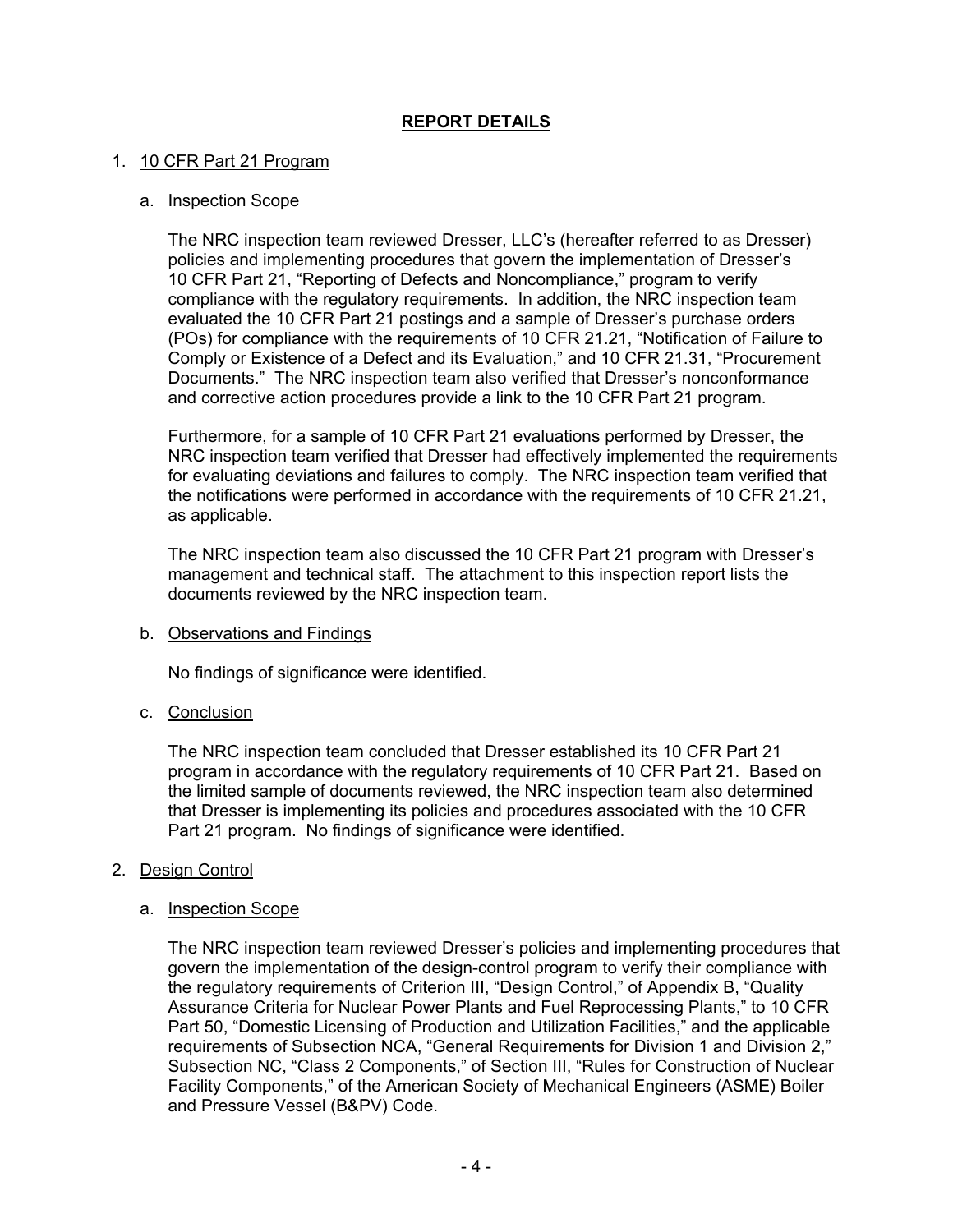# REPORT DETAILS

1. 10 CFR Part 21 Program

   a. Inspection Scope

   The NRC inspection team reviewed Dresser, LLC's (hereafter referred to as Dresser) policies and implementing procedures that govern the implementation of Dresser's 10 CFR Part 21, "Reporting of Defects and Noncompliance," program to verify compliance with the regulatory requirements. In addition, the NRC inspection team evaluated the 10 CFR Part 21 postings and a sample of Dresser's purchase orders (POs) for compliance with the requirements of 10 CFR 21.21, "Notification of Failure to Comply or Existence of a Defect and its Evaluation," and 10 CFR 21.31, "Procurement Documents." The NRC inspection team also verified that Dresser's nonconformance and corrective action procedures provide a link to the 10 CFR Part 21 program.

   Furthermore, for a sample of 10 CFR Part 21 evaluations performed by Dresser, the NRC inspection team verified that Dresser had effectively implemented the requirements for evaluating deviations and failures to comply. The NRC inspection team verified that the notifications were performed in accordance with the requirements of 10 CFR 21.21, as applicable.

   The NRC inspection team also discussed the 10 CFR Part 21 program with Dresser's management and technical staff. The attachment to this inspection report lists the documents reviewed by the NRC inspection team.

   b. Observations and Findings

   No findings of significance were identified.

   c. Conclusion

   The NRC inspection team concluded that Dresser established its 10 CFR Part 21 program in accordance with the regulatory requirements of 10 CFR Part 21. Based on the limited sample of documents reviewed, the NRC inspection team also determined that Dresser is implementing its policies and procedures associated with the 10 CFR Part 21 program. No findings of significance were identified.

2. Design Control

   a. Inspection Scope

   The NRC inspection team reviewed Dresser's policies and implementing procedures that govern the implementation of the design-control program to verify their compliance with the regulatory requirements of Criterion III, "Design Control," of Appendix B, "Quality Assurance Criteria for Nuclear Power Plants and Fuel Reprocessing Plants," to 10 CFR Part 50, "Domestic Licensing of Production and Utilization Facilities," and the applicable requirements of Subsection NCA, "General Requirements for Division 1 and Division 2," Subsection NC, "Class 2 Components," of Section III, "Rules for Construction of Nuclear Facility Components," of the American Society of Mechanical Engineers (ASME) Boiler and Pressure Vessel (B&PV) Code.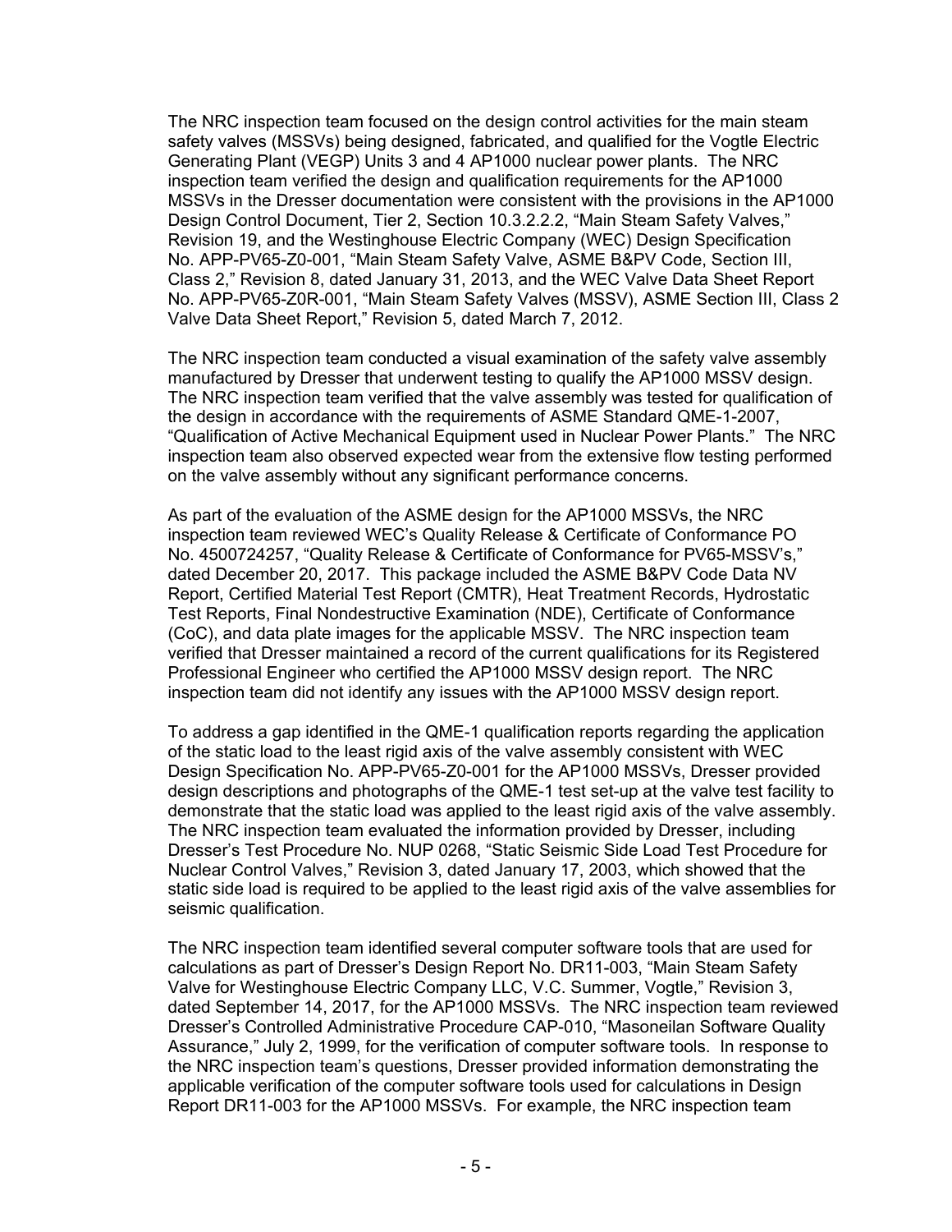The NRC inspection team focused on the design control activities for the main steam safety valves (MSSVs) being designed, fabricated, and qualified for the Vogtle Electric Generating Plant (VEGP) Units 3 and 4 AP1000 nuclear power plants. The NRC inspection team verified the design and qualification requirements for the AP1000 MSSVs in the Dresser documentation were consistent with the provisions in the AP1000 Design Control Document, Tier 2, Section 10.3.2.2.2, "Main Steam Safety Valves," Revision 19, and the Westinghouse Electric Company (WEC) Design Specification No. APP-PV65-Z0-001, "Main Steam Safety Valve, ASME B&PV Code, Section III, Class 2," Revision 8, dated January 31, 2013, and the WEC Valve Data Sheet Report No. APP-PV65-Z0R-001, "Main Steam Safety Valves (MSSV), ASME Section III, Class 2 Valve Data Sheet Report," Revision 5, dated March 7, 2012.

The NRC inspection team conducted a visual examination of the safety valve assembly manufactured by Dresser that underwent testing to qualify the AP1000 MSSV design. The NRC inspection team verified that the valve assembly was tested for qualification of the design in accordance with the requirements of ASME Standard QME-1-2007, "Qualification of Active Mechanical Equipment used in Nuclear Power Plants." The NRC inspection team also observed expected wear from the extensive flow testing performed on the valve assembly without any significant performance concerns.

As part of the evaluation of the ASME design for the AP1000 MSSVs, the NRC inspection team reviewed WEC's Quality Release & Certificate of Conformance PO No. 4500724257, "Quality Release & Certificate of Conformance for PV65-MSSV's," dated December 20, 2017. This package included the ASME B&PV Code Data NV Report, Certified Material Test Report (CMTR), Heat Treatment Records, Hydrostatic Test Reports, Final Nondestructive Examination (NDE), Certificate of Conformance (CoC), and data plate images for the applicable MSSV. The NRC inspection team verified that Dresser maintained a record of the current qualifications for its Registered Professional Engineer who certified the AP1000 MSSV design report. The NRC inspection team did not identify any issues with the AP1000 MSSV design report.

To address a gap identified in the QME-1 qualification reports regarding the application of the static load to the least rigid axis of the valve assembly consistent with WEC Design Specification No. APP-PV65-Z0-001 for the AP1000 MSSVs, Dresser provided design descriptions and photographs of the QME-1 test set-up at the valve test facility to demonstrate that the static load was applied to the least rigid axis of the valve assembly. The NRC inspection team evaluated the information provided by Dresser, including Dresser's Test Procedure No. NUP 0268, "Static Seismic Side Load Test Procedure for Nuclear Control Valves," Revision 3, dated January 17, 2003, which showed that the static side load is required to be applied to the least rigid axis of the valve assemblies for seismic qualification.

The NRC inspection team identified several computer software tools that are used for calculations as part of Dresser's Design Report No. DR11-003, "Main Steam Safety Valve for Westinghouse Electric Company LLC, V.C. Summer, Vogtle," Revision 3, dated September 14, 2017, for the AP1000 MSSVs. The NRC inspection team reviewed Dresser's Controlled Administrative Procedure CAP-010, "Masoneilan Software Quality Assurance," July 2, 1999, for the verification of computer software tools. In response to the NRC inspection team's questions, Dresser provided information demonstrating the applicable verification of the computer software tools used for calculations in Design Report DR11-003 for the AP1000 MSSVs. For example, the NRC inspection team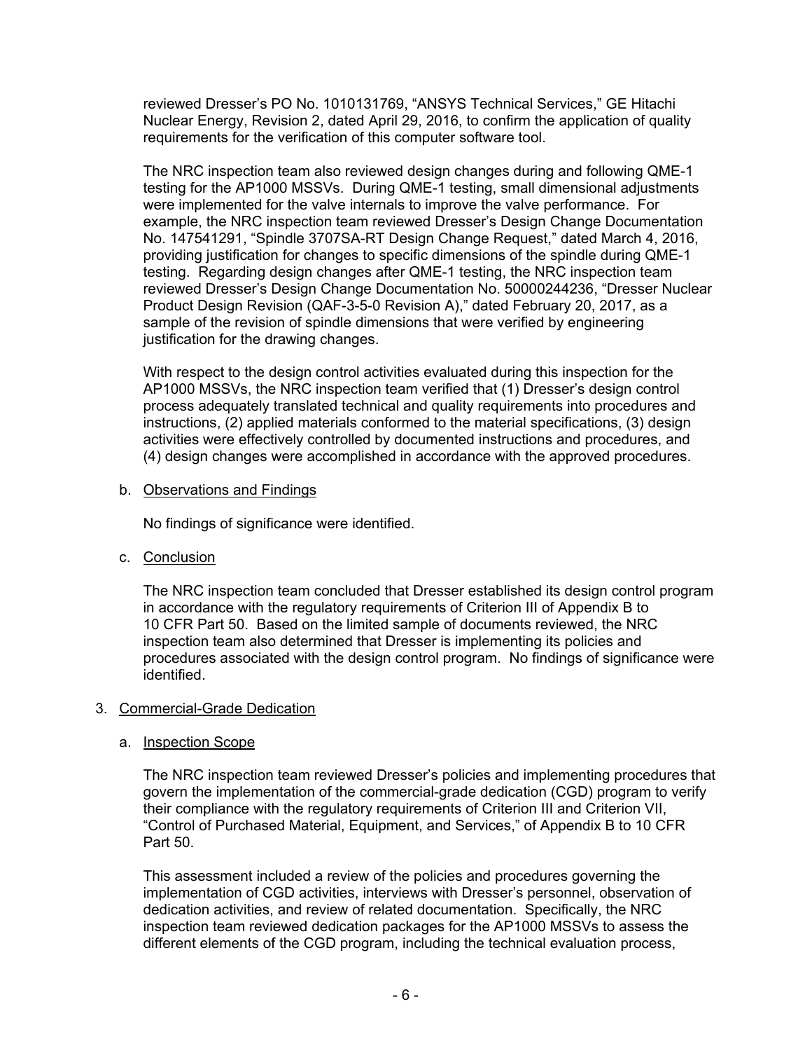reviewed Dresser's PO No. 1010131769, "ANSYS Technical Services," GE Hitachi Nuclear Energy, Revision 2, dated April 29, 2016, to confirm the application of quality requirements for the verification of this computer software tool.

The NRC inspection team also reviewed design changes during and following QME-1 testing for the AP1000 MSSVs. During QME-1 testing, small dimensional adjustments were implemented for the valve internals to improve the valve performance. For example, the NRC inspection team reviewed Dresser's Design Change Documentation No. 147541291, "Spindle 3707SA-RT Design Change Request," dated March 4, 2016, providing justification for changes to specific dimensions of the spindle during QME-1 testing. Regarding design changes after QME-1 testing, the NRC inspection team reviewed Dresser's Design Change Documentation No. 50000244236, "Dresser Nuclear Product Design Revision (QAF-3-5-0 Revision A)," dated February 20, 2017, as a sample of the revision of spindle dimensions that were verified by engineering justification for the drawing changes.

With respect to the design control activities evaluated during this inspection for the AP1000 MSSVs, the NRC inspection team verified that (1) Dresser's design control process adequately translated technical and quality requirements into procedures and instructions, (2) applied materials conformed to the material specifications, (3) design activities were effectively controlled by documented instructions and procedures, and (4) design changes were accomplished in accordance with the approved procedures.

b. Observations and Findings

No findings of significance were identified.

c. Conclusion

The NRC inspection team concluded that Dresser established its design control program in accordance with the regulatory requirements of Criterion III of Appendix B to 10 CFR Part 50. Based on the limited sample of documents reviewed, the NRC inspection team also determined that Dresser is implementing its policies and procedures associated with the design control program. No findings of significance were identified.

3. Commercial-Grade Dedication

a. Inspection Scope

The NRC inspection team reviewed Dresser's policies and implementing procedures that govern the implementation of the commercial-grade dedication (CGD) program to verify their compliance with the regulatory requirements of Criterion III and Criterion VII, "Control of Purchased Material, Equipment, and Services," of Appendix B to 10 CFR Part 50.

This assessment included a review of the policies and procedures governing the implementation of CGD activities, interviews with Dresser's personnel, observation of dedication activities, and review of related documentation. Specifically, the NRC inspection team reviewed dedication packages for the AP1000 MSSVs to assess the different elements of the CGD program, including the technical evaluation process,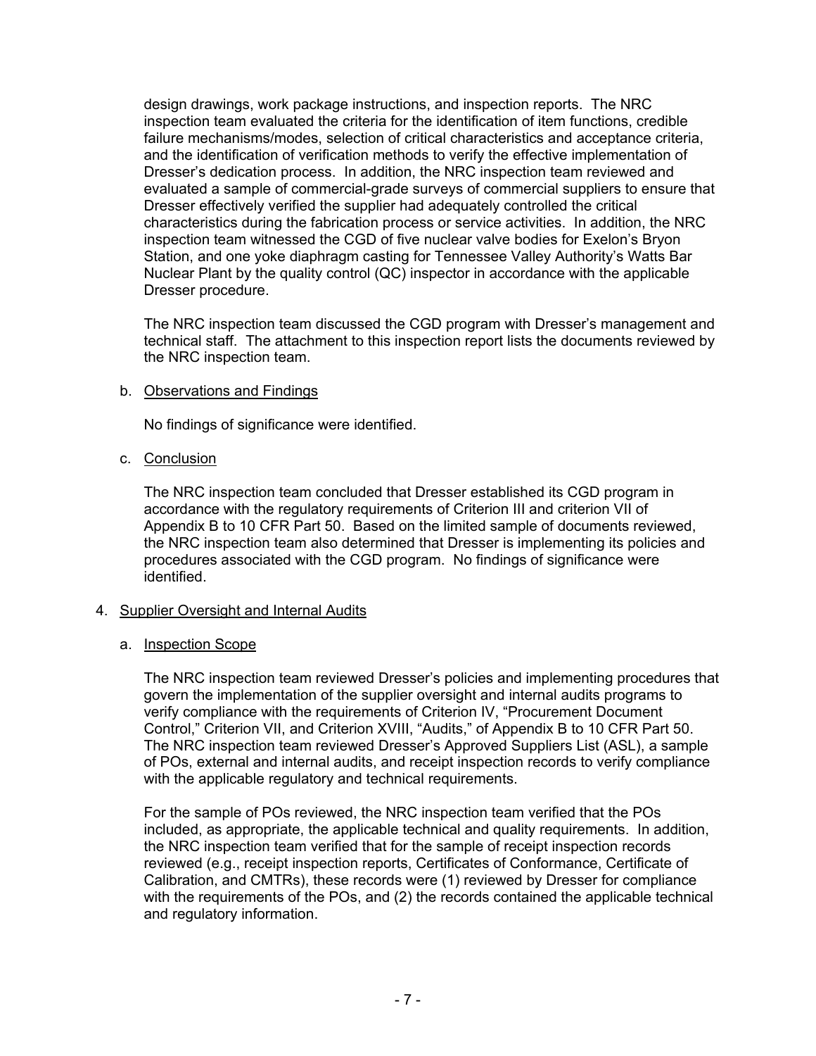design drawings, work package instructions, and inspection reports. The NRC inspection team evaluated the criteria for the identification of item functions, credible failure mechanisms/modes, selection of critical characteristics and acceptance criteria, and the identification of verification methods to verify the effective implementation of Dresser's dedication process. In addition, the NRC inspection team reviewed and evaluated a sample of commercial-grade surveys of commercial suppliers to ensure that Dresser effectively verified the supplier had adequately controlled the critical characteristics during the fabrication process or service activities. In addition, the NRC inspection team witnessed the CGD of five nuclear valve bodies for Exelon's Bryon Station, and one yoke diaphragm casting for Tennessee Valley Authority's Watts Bar Nuclear Plant by the quality control (QC) inspector in accordance with the applicable Dresser procedure.

The NRC inspection team discussed the CGD program with Dresser's management and technical staff. The attachment to this inspection report lists the documents reviewed by the NRC inspection team.

b. Observations and Findings

No findings of significance were identified.

c. Conclusion

The NRC inspection team concluded that Dresser established its CGD program in accordance with the regulatory requirements of Criterion III and criterion VII of Appendix B to 10 CFR Part 50. Based on the limited sample of documents reviewed, the NRC inspection team also determined that Dresser is implementing its policies and procedures associated with the CGD program. No findings of significance were identified.

4. Supplier Oversight and Internal Audits

a. Inspection Scope

The NRC inspection team reviewed Dresser's policies and implementing procedures that govern the implementation of the supplier oversight and internal audits programs to verify compliance with the requirements of Criterion IV, "Procurement Document Control," Criterion VII, and Criterion XVIII, "Audits," of Appendix B to 10 CFR Part 50. The NRC inspection team reviewed Dresser's Approved Suppliers List (ASL), a sample of POs, external and internal audits, and receipt inspection records to verify compliance with the applicable regulatory and technical requirements.

For the sample of POs reviewed, the NRC inspection team verified that the POs included, as appropriate, the applicable technical and quality requirements. In addition, the NRC inspection team verified that for the sample of receipt inspection records reviewed (e.g., receipt inspection reports, Certificates of Conformance, Certificate of Calibration, and CMTRs), these records were (1) reviewed by Dresser for compliance with the requirements of the POs, and (2) the records contained the applicable technical and regulatory information.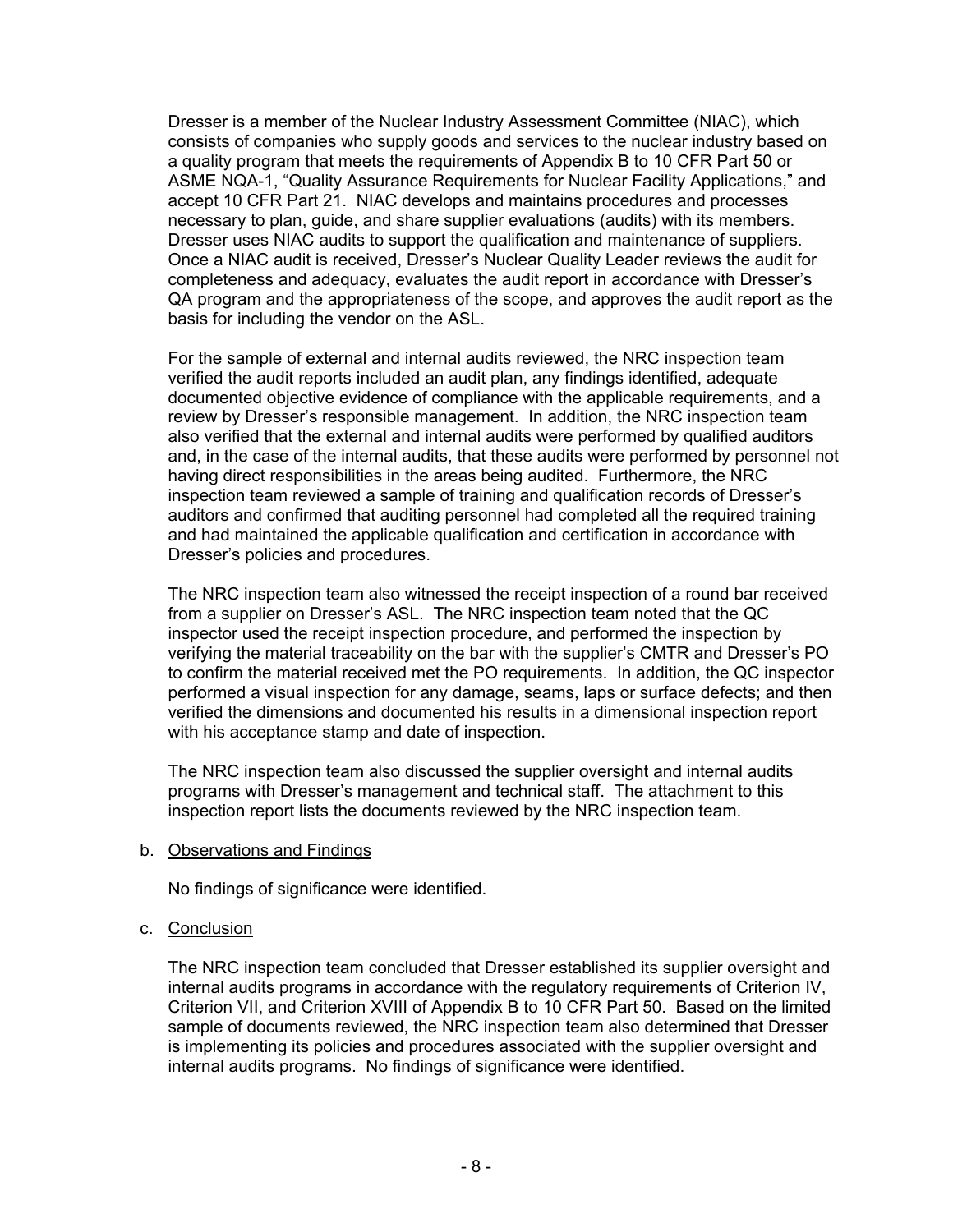Dresser is a member of the Nuclear Industry Assessment Committee (NIAC), which consists of companies who supply goods and services to the nuclear industry based on a quality program that meets the requirements of Appendix B to 10 CFR Part 50 or ASME NQA-1, "Quality Assurance Requirements for Nuclear Facility Applications," and accept 10 CFR Part 21. NIAC develops and maintains procedures and processes necessary to plan, guide, and share supplier evaluations (audits) with its members. Dresser uses NIAC audits to support the qualification and maintenance of suppliers. Once a NIAC audit is received, Dresser's Nuclear Quality Leader reviews the audit for completeness and adequacy, evaluates the audit report in accordance with Dresser's QA program and the appropriateness of the scope, and approves the audit report as the basis for including the vendor on the ASL.

For the sample of external and internal audits reviewed, the NRC inspection team verified the audit reports included an audit plan, any findings identified, adequate documented objective evidence of compliance with the applicable requirements, and a review by Dresser's responsible management. In addition, the NRC inspection team also verified that the external and internal audits were performed by qualified auditors and, in the case of the internal audits, that these audits were performed by personnel not having direct responsibilities in the areas being audited. Furthermore, the NRC inspection team reviewed a sample of training and qualification records of Dresser's auditors and confirmed that auditing personnel had completed all the required training and had maintained the applicable qualification and certification in accordance with Dresser's policies and procedures.

The NRC inspection team also witnessed the receipt inspection of a round bar received from a supplier on Dresser's ASL. The NRC inspection team noted that the QC inspector used the receipt inspection procedure, and performed the inspection by verifying the material traceability on the bar with the supplier's CMTR and Dresser's PO to confirm the material received met the PO requirements. In addition, the QC inspector performed a visual inspection for any damage, seams, laps or surface defects; and then verified the dimensions and documented his results in a dimensional inspection report with his acceptance stamp and date of inspection.

The NRC inspection team also discussed the supplier oversight and internal audits programs with Dresser's management and technical staff. The attachment to this inspection report lists the documents reviewed by the NRC inspection team.

b. Observations and Findings

No findings of significance were identified.

c. Conclusion

The NRC inspection team concluded that Dresser established its supplier oversight and internal audits programs in accordance with the regulatory requirements of Criterion IV, Criterion VII, and Criterion XVIII of Appendix B to 10 CFR Part 50. Based on the limited sample of documents reviewed, the NRC inspection team also determined that Dresser is implementing its policies and procedures associated with the supplier oversight and internal audits programs. No findings of significance were identified.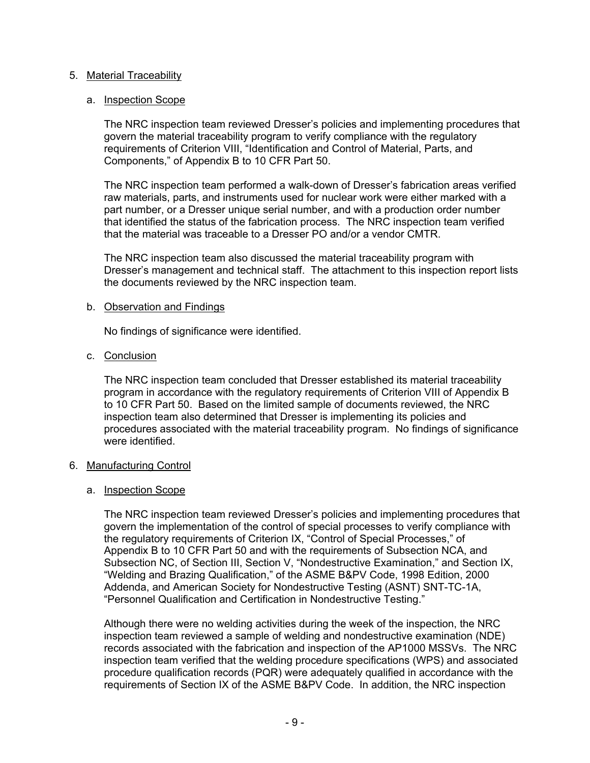## 5. Material Traceability

### a. Inspection Scope

The NRC inspection team reviewed Dresser's policies and implementing procedures that govern the material traceability program to verify compliance with the regulatory requirements of Criterion VIII, "Identification and Control of Material, Parts, and Components," of Appendix B to 10 CFR Part 50.

The NRC inspection team performed a walk-down of Dresser's fabrication areas verified raw materials, parts, and instruments used for nuclear work were either marked with a part number, or a Dresser unique serial number, and with a production order number that identified the status of the fabrication process. The NRC inspection team verified that the material was traceable to a Dresser PO and/or a vendor CMTR.

The NRC inspection team also discussed the material traceability program with Dresser's management and technical staff. The attachment to this inspection report lists the documents reviewed by the NRC inspection team.

### b. Observation and Findings

No findings of significance were identified.

### c. Conclusion

The NRC inspection team concluded that Dresser established its material traceability program in accordance with the regulatory requirements of Criterion VIII of Appendix B to 10 CFR Part 50. Based on the limited sample of documents reviewed, the NRC inspection team also determined that Dresser is implementing its policies and procedures associated with the material traceability program. No findings of significance were identified.

## 6. Manufacturing Control

### a. Inspection Scope

The NRC inspection team reviewed Dresser's policies and implementing procedures that govern the implementation of the control of special processes to verify compliance with the regulatory requirements of Criterion IX, "Control of Special Processes," of Appendix B to 10 CFR Part 50 and with the requirements of Subsection NCA, and Subsection NC, of Section III, Section V, "Nondestructive Examination," and Section IX, "Welding and Brazing Qualification," of the ASME B&PV Code, 1998 Edition, 2000 Addenda, and American Society for Nondestructive Testing (ASNT) SNT-TC-1A, "Personnel Qualification and Certification in Nondestructive Testing."

Although there were no welding activities during the week of the inspection, the NRC inspection team reviewed a sample of welding and nondestructive examination (NDE) records associated with the fabrication and inspection of the AP1000 MSSVs. The NRC inspection team verified that the welding procedure specifications (WPS) and associated procedure qualification records (PQR) were adequately qualified in accordance with the requirements of Section IX of the ASME B&PV Code. In addition, the NRC inspection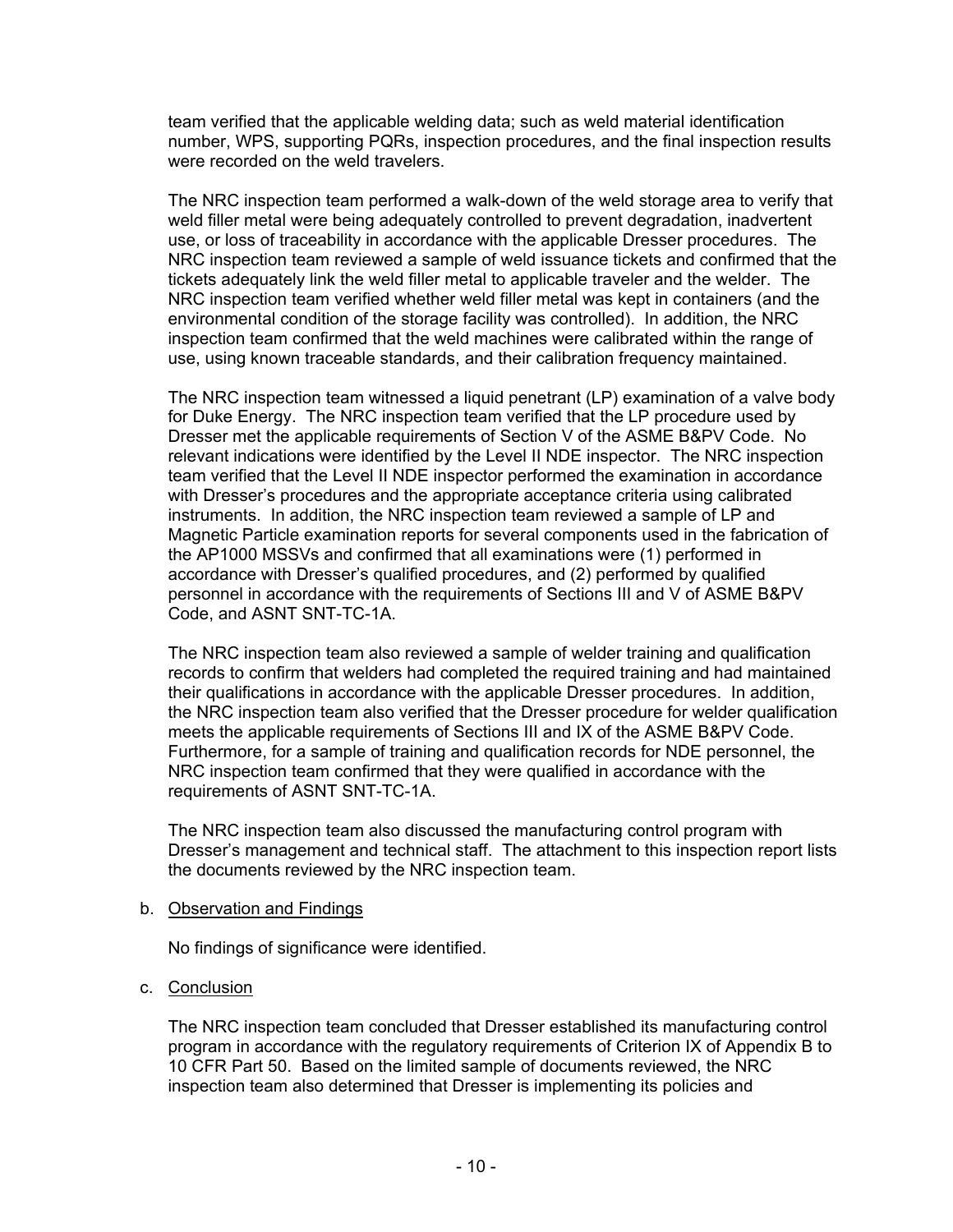team verified that the applicable welding data; such as weld material identification number, WPS, supporting PQRs, inspection procedures, and the final inspection results were recorded on the weld travelers.

The NRC inspection team performed a walk-down of the weld storage area to verify that weld filler metal were being adequately controlled to prevent degradation, inadvertent use, or loss of traceability in accordance with the applicable Dresser procedures. The NRC inspection team reviewed a sample of weld issuance tickets and confirmed that the tickets adequately link the weld filler metal to applicable traveler and the welder. The NRC inspection team verified whether weld filler metal was kept in containers (and the environmental condition of the storage facility was controlled). In addition, the NRC inspection team confirmed that the weld machines were calibrated within the range of use, using known traceable standards, and their calibration frequency maintained.

The NRC inspection team witnessed a liquid penetrant (LP) examination of a valve body for Duke Energy. The NRC inspection team verified that the LP procedure used by Dresser met the applicable requirements of Section V of the ASME B&PV Code. No relevant indications were identified by the Level II NDE inspector. The NRC inspection team verified that the Level II NDE inspector performed the examination in accordance with Dresser's procedures and the appropriate acceptance criteria using calibrated instruments. In addition, the NRC inspection team reviewed a sample of LP and Magnetic Particle examination reports for several components used in the fabrication of the AP1000 MSSVs and confirmed that all examinations were (1) performed in accordance with Dresser's qualified procedures, and (2) performed by qualified personnel in accordance with the requirements of Sections III and V of ASME B&PV Code, and ASNT SNT-TC-1A.

The NRC inspection team also reviewed a sample of welder training and qualification records to confirm that welders had completed the required training and had maintained their qualifications in accordance with the applicable Dresser procedures. In addition, the NRC inspection team also verified that the Dresser procedure for welder qualification meets the applicable requirements of Sections III and IX of the ASME B&PV Code. Furthermore, for a sample of training and qualification records for NDE personnel, the NRC inspection team confirmed that they were qualified in accordance with the requirements of ASNT SNT-TC-1A.

The NRC inspection team also discussed the manufacturing control program with Dresser's management and technical staff. The attachment to this inspection report lists the documents reviewed by the NRC inspection team.

b. Observation and Findings

No findings of significance were identified.

c. Conclusion

The NRC inspection team concluded that Dresser established its manufacturing control program in accordance with the regulatory requirements of Criterion IX of Appendix B to 10 CFR Part 50. Based on the limited sample of documents reviewed, the NRC inspection team also determined that Dresser is implementing its policies and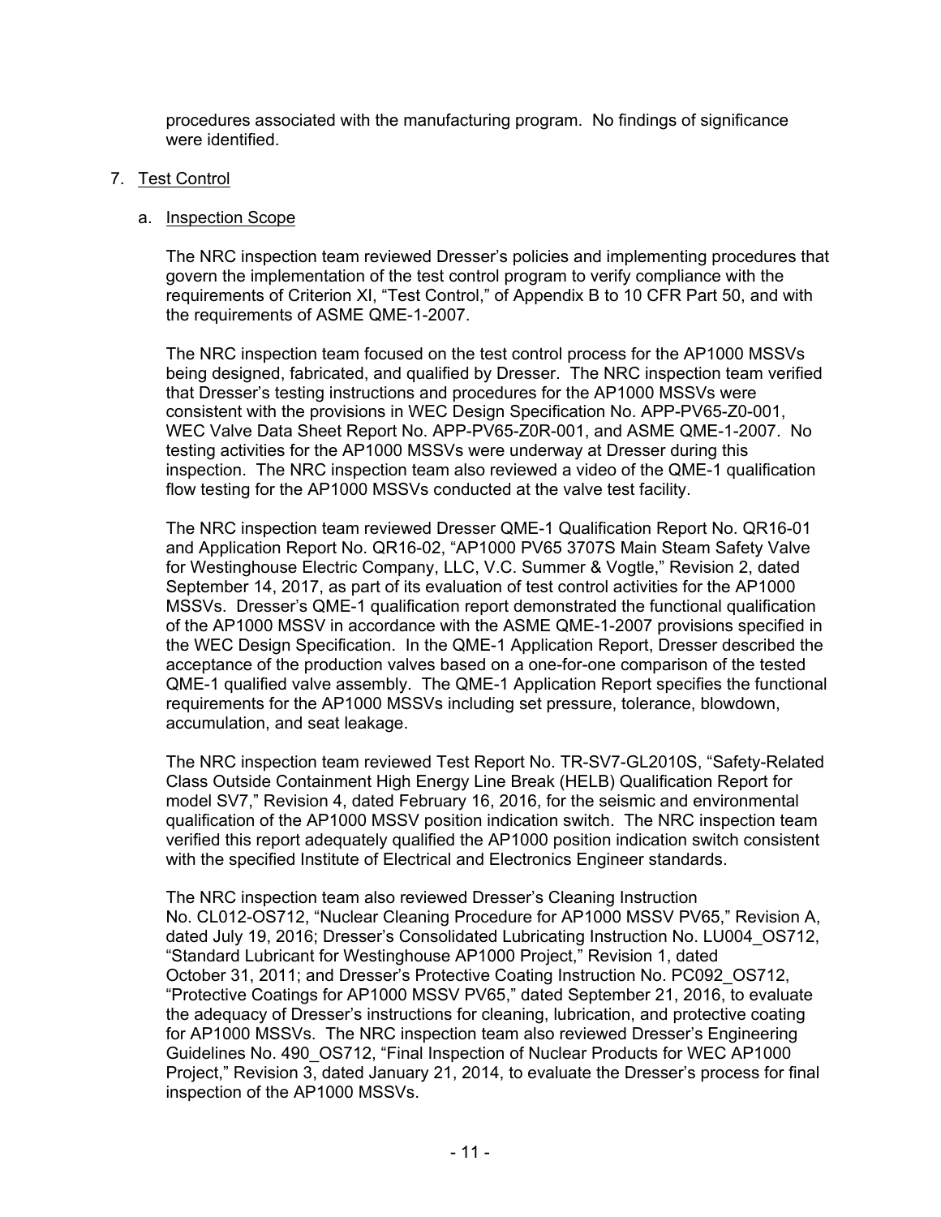procedures associated with the manufacturing program. No findings of significance were identified.

7. Test Control

   a. Inspection Scope

      The NRC inspection team reviewed Dresser's policies and implementing procedures that govern the implementation of the test control program to verify compliance with the requirements of Criterion XI, "Test Control," of Appendix B to 10 CFR Part 50, and with the requirements of ASME QME-1-2007.

      The NRC inspection team focused on the test control process for the AP1000 MSSVs being designed, fabricated, and qualified by Dresser. The NRC inspection team verified that Dresser's testing instructions and procedures for the AP1000 MSSVs were consistent with the provisions in WEC Design Specification No. APP-PV65-Z0-001, WEC Valve Data Sheet Report No. APP-PV65-Z0R-001, and ASME QME-1-2007. No testing activities for the AP1000 MSSVs were underway at Dresser during this inspection. The NRC inspection team also reviewed a video of the QME-1 qualification flow testing for the AP1000 MSSVs conducted at the valve test facility.

      The NRC inspection team reviewed Dresser QME-1 Qualification Report No. QR16-01 and Application Report No. QR16-02, "AP1000 PV65 3707S Main Steam Safety Valve for Westinghouse Electric Company, LLC, V.C. Summer & Vogtle," Revision 2, dated September 14, 2017, as part of its evaluation of test control activities for the AP1000 MSSVs. Dresser's QME-1 qualification report demonstrated the functional qualification of the AP1000 MSSV in accordance with the ASME QME-1-2007 provisions specified in the WEC Design Specification. In the QME-1 Application Report, Dresser described the acceptance of the production valves based on a one-for-one comparison of the tested QME-1 qualified valve assembly. The QME-1 Application Report specifies the functional requirements for the AP1000 MSSVs including set pressure, tolerance, blowdown, accumulation, and seat leakage.

      The NRC inspection team reviewed Test Report No. TR-SV7-GL2010S, "Safety-Related Class Outside Containment High Energy Line Break (HELB) Qualification Report for model SV7," Revision 4, dated February 16, 2016, for the seismic and environmental qualification of the AP1000 MSSV position indication switch. The NRC inspection team verified this report adequately qualified the AP1000 position indication switch consistent with the specified Institute of Electrical and Electronics Engineer standards.

      The NRC inspection team also reviewed Dresser's Cleaning Instruction No. CL012-OS712, "Nuclear Cleaning Procedure for AP1000 MSSV PV65," Revision A, dated July 19, 2016; Dresser's Consolidated Lubricating Instruction No. LU004_OS712, "Standard Lubricant for Westinghouse AP1000 Project," Revision 1, dated October 31, 2011; and Dresser's Protective Coating Instruction No. PC092_OS712, "Protective Coatings for AP1000 MSSV PV65," dated September 21, 2016, to evaluate the adequacy of Dresser's instructions for cleaning, lubrication, and protective coating for AP1000 MSSVs. The NRC inspection team also reviewed Dresser's Engineering Guidelines No. 490_OS712, "Final Inspection of Nuclear Products for WEC AP1000 Project," Revision 3, dated January 21, 2014, to evaluate the Dresser's process for final inspection of the AP1000 MSSVs.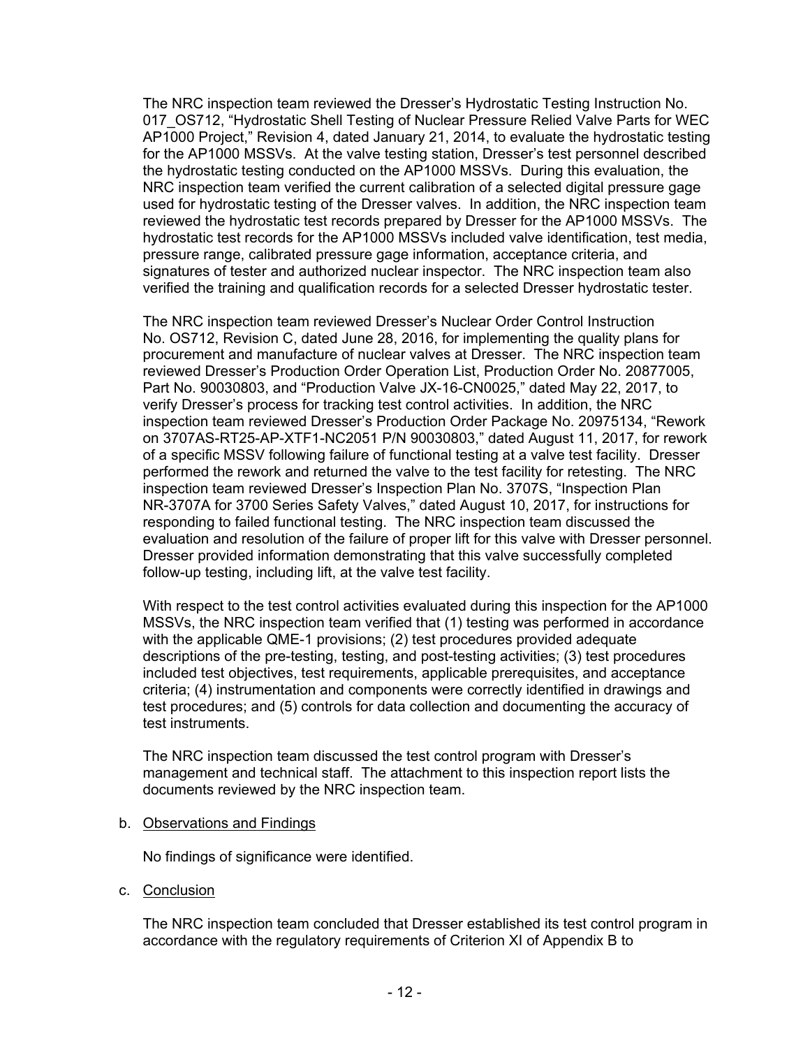The NRC inspection team reviewed the Dresser's Hydrostatic Testing Instruction No. 017_OS712, "Hydrostatic Shell Testing of Nuclear Pressure Relied Valve Parts for WEC AP1000 Project," Revision 4, dated January 21, 2014, to evaluate the hydrostatic testing for the AP1000 MSSVs. At the valve testing station, Dresser's test personnel described the hydrostatic testing conducted on the AP1000 MSSVs. During this evaluation, the NRC inspection team verified the current calibration of a selected digital pressure gage used for hydrostatic testing of the Dresser valves. In addition, the NRC inspection team reviewed the hydrostatic test records prepared by Dresser for the AP1000 MSSVs. The hydrostatic test records for the AP1000 MSSVs included valve identification, test media, pressure range, calibrated pressure gage information, acceptance criteria, and signatures of tester and authorized nuclear inspector. The NRC inspection team also verified the training and qualification records for a selected Dresser hydrostatic tester.

The NRC inspection team reviewed Dresser's Nuclear Order Control Instruction No. OS712, Revision C, dated June 28, 2016, for implementing the quality plans for procurement and manufacture of nuclear valves at Dresser. The NRC inspection team reviewed Dresser's Production Order Operation List, Production Order No. 20877005, Part No. 90030803, and "Production Valve JX-16-CN0025," dated May 22, 2017, to verify Dresser's process for tracking test control activities. In addition, the NRC inspection team reviewed Dresser's Production Order Package No. 20975134, "Rework on 3707AS-RT25-AP-XTF1-NC2051 P/N 90030803," dated August 11, 2017, for rework of a specific MSSV following failure of functional testing at a valve test facility. Dresser performed the rework and returned the valve to the test facility for retesting. The NRC inspection team reviewed Dresser's Inspection Plan No. 3707S, "Inspection Plan NR-3707A for 3700 Series Safety Valves," dated August 10, 2017, for instructions for responding to failed functional testing. The NRC inspection team discussed the evaluation and resolution of the failure of proper lift for this valve with Dresser personnel. Dresser provided information demonstrating that this valve successfully completed follow-up testing, including lift, at the valve test facility.

With respect to the test control activities evaluated during this inspection for the AP1000 MSSVs, the NRC inspection team verified that (1) testing was performed in accordance with the applicable QME-1 provisions; (2) test procedures provided adequate descriptions of the pre-testing, testing, and post-testing activities; (3) test procedures included test objectives, test requirements, applicable prerequisites, and acceptance criteria; (4) instrumentation and components were correctly identified in drawings and test procedures; and (5) controls for data collection and documenting the accuracy of test instruments.

The NRC inspection team discussed the test control program with Dresser's management and technical staff. The attachment to this inspection report lists the documents reviewed by the NRC inspection team.

b. Observations and Findings

No findings of significance were identified.

c. Conclusion

The NRC inspection team concluded that Dresser established its test control program in accordance with the regulatory requirements of Criterion XI of Appendix B to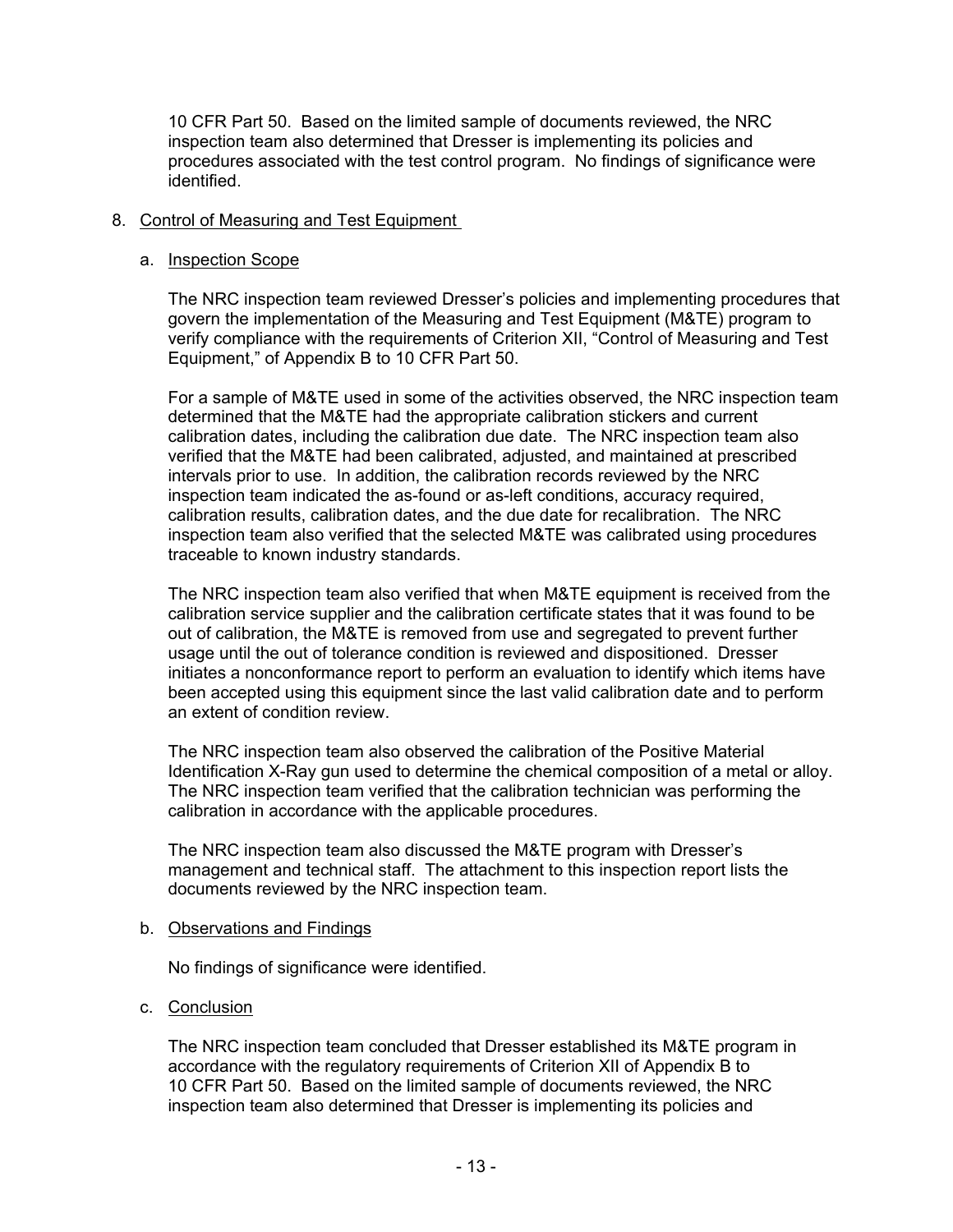10 CFR Part 50. Based on the limited sample of documents reviewed, the NRC inspection team also determined that Dresser is implementing its policies and procedures associated with the test control program. No findings of significance were identified.

8. Control of Measuring and Test Equipment

   a. Inspection Scope

      The NRC inspection team reviewed Dresser's policies and implementing procedures that govern the implementation of the Measuring and Test Equipment (M&TE) program to verify compliance with the requirements of Criterion XII, "Control of Measuring and Test Equipment," of Appendix B to 10 CFR Part 50.

      For a sample of M&TE used in some of the activities observed, the NRC inspection team determined that the M&TE had the appropriate calibration stickers and current calibration dates, including the calibration due date. The NRC inspection team also verified that the M&TE had been calibrated, adjusted, and maintained at prescribed intervals prior to use. In addition, the calibration records reviewed by the NRC inspection team indicated the as-found or as-left conditions, accuracy required, calibration results, calibration dates, and the due date for recalibration. The NRC inspection team also verified that the selected M&TE was calibrated using procedures traceable to known industry standards.

      The NRC inspection team also verified that when M&TE equipment is received from the calibration service supplier and the calibration certificate states that it was found to be out of calibration, the M&TE is removed from use and segregated to prevent further usage until the out of tolerance condition is reviewed and dispositioned. Dresser initiates a nonconformance report to perform an evaluation to identify which items have been accepted using this equipment since the last valid calibration date and to perform an extent of condition review.

      The NRC inspection team also observed the calibration of the Positive Material Identification X-Ray gun used to determine the chemical composition of a metal or alloy. The NRC inspection team verified that the calibration technician was performing the calibration in accordance with the applicable procedures.

      The NRC inspection team also discussed the M&TE program with Dresser's management and technical staff. The attachment to this inspection report lists the documents reviewed by the NRC inspection team.

   b. Observations and Findings

      No findings of significance were identified.

   c. Conclusion

      The NRC inspection team concluded that Dresser established its M&TE program in accordance with the regulatory requirements of Criterion XII of Appendix B to 10 CFR Part 50. Based on the limited sample of documents reviewed, the NRC inspection team also determined that Dresser is implementing its policies and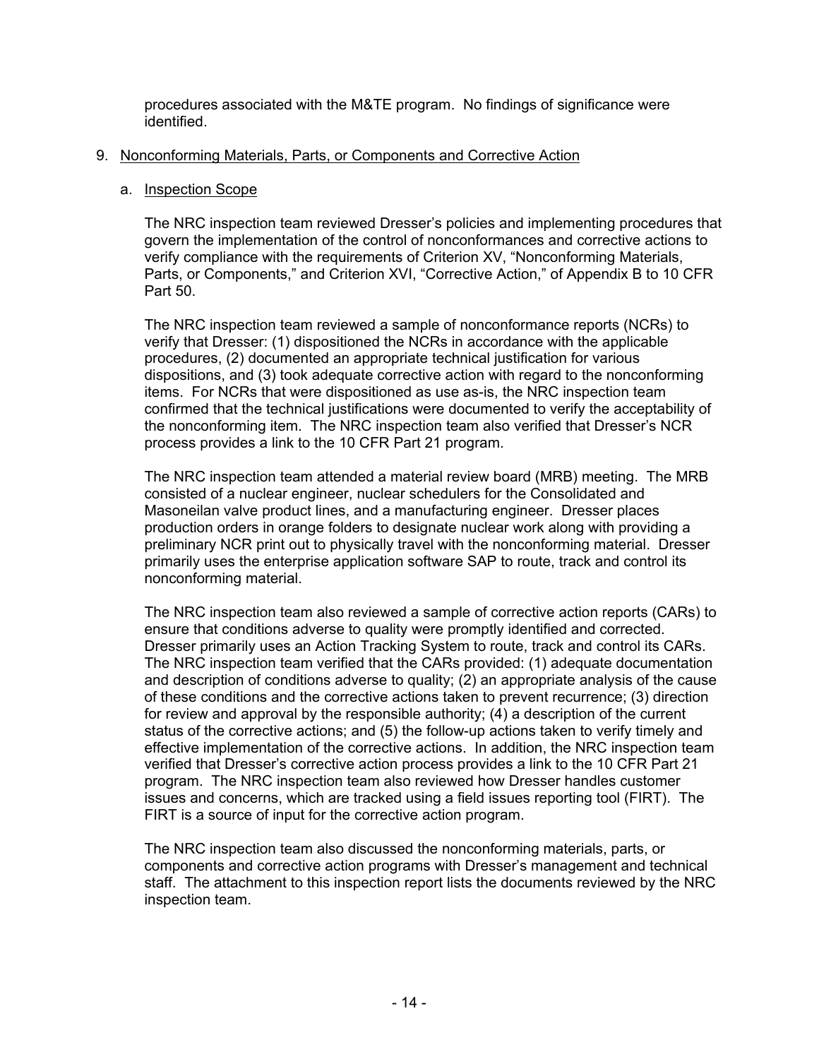procedures associated with the M&TE program. No findings of significance were identified.

## 9. Nonconforming Materials, Parts, or Components and Corrective Action

### a. Inspection Scope

The NRC inspection team reviewed Dresser's policies and implementing procedures that govern the implementation of the control of nonconformances and corrective actions to verify compliance with the requirements of Criterion XV, "Nonconforming Materials, Parts, or Components," and Criterion XVI, "Corrective Action," of Appendix B to 10 CFR Part 50.

The NRC inspection team reviewed a sample of nonconformance reports (NCRs) to verify that Dresser: (1) dispositioned the NCRs in accordance with the applicable procedures, (2) documented an appropriate technical justification for various dispositions, and (3) took adequate corrective action with regard to the nonconforming items. For NCRs that were dispositioned as use as-is, the NRC inspection team confirmed that the technical justifications were documented to verify the acceptability of the nonconforming item. The NRC inspection team also verified that Dresser's NCR process provides a link to the 10 CFR Part 21 program.

The NRC inspection team attended a material review board (MRB) meeting. The MRB consisted of a nuclear engineer, nuclear schedulers for the Consolidated and Masoneilan valve product lines, and a manufacturing engineer. Dresser places production orders in orange folders to designate nuclear work along with providing a preliminary NCR print out to physically travel with the nonconforming material. Dresser primarily uses the enterprise application software SAP to route, track and control its nonconforming material.

The NRC inspection team also reviewed a sample of corrective action reports (CARs) to ensure that conditions adverse to quality were promptly identified and corrected. Dresser primarily uses an Action Tracking System to route, track and control its CARs. The NRC inspection team verified that the CARs provided: (1) adequate documentation and description of conditions adverse to quality; (2) an appropriate analysis of the cause of these conditions and the corrective actions taken to prevent recurrence; (3) direction for review and approval by the responsible authority; (4) a description of the current status of the corrective actions; and (5) the follow-up actions taken to verify timely and effective implementation of the corrective actions. In addition, the NRC inspection team verified that Dresser's corrective action process provides a link to the 10 CFR Part 21 program. The NRC inspection team also reviewed how Dresser handles customer issues and concerns, which are tracked using a field issues reporting tool (FIRT). The FIRT is a source of input for the corrective action program.

The NRC inspection team also discussed the nonconforming materials, parts, or components and corrective action programs with Dresser's management and technical staff. The attachment to this inspection report lists the documents reviewed by the NRC inspection team.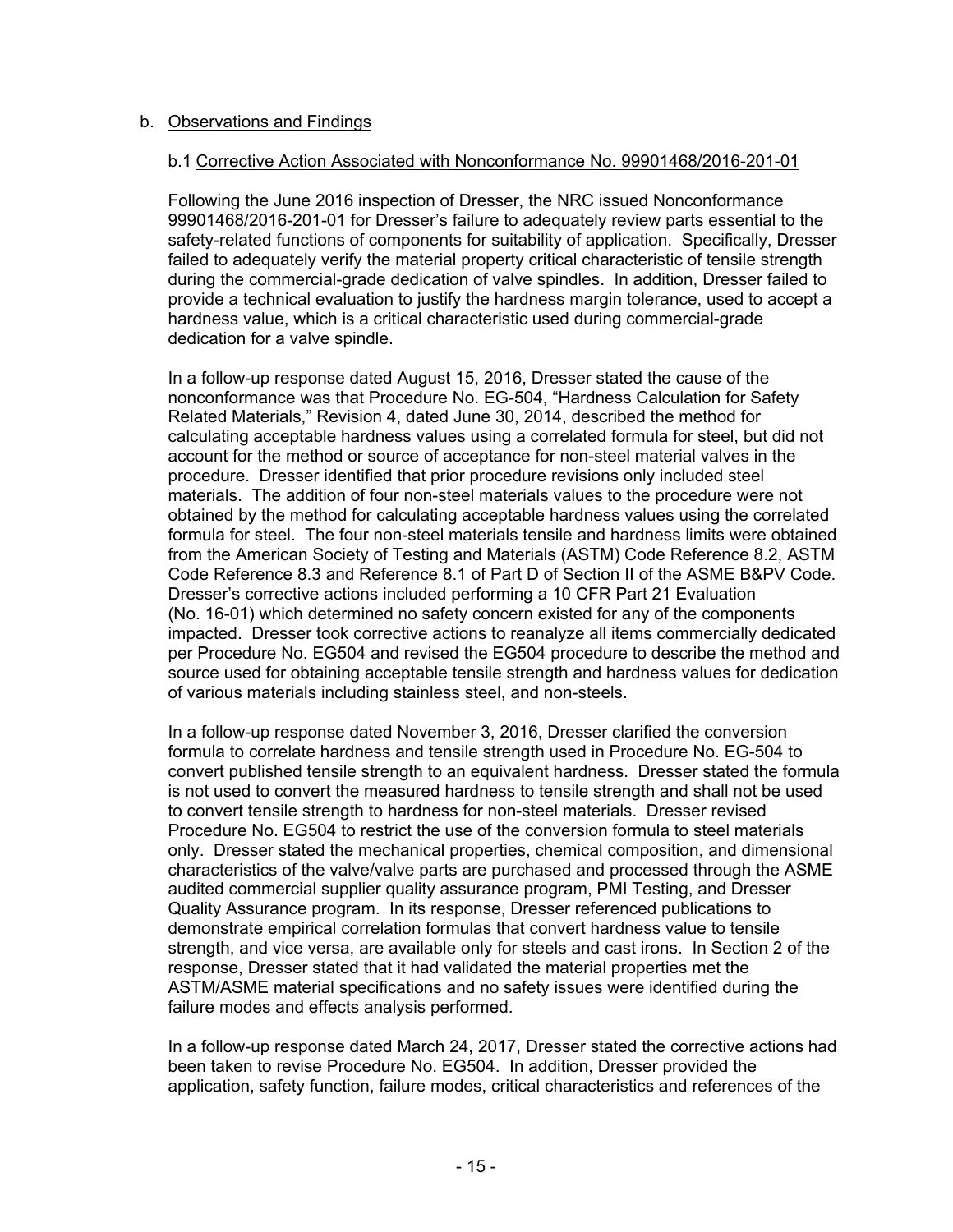## b. Observations and Findings

### b.1 Corrective Action Associated with Nonconformance No. 99901468/2016-201-01

Following the June 2016 inspection of Dresser, the NRC issued Nonconformance 99901468/2016-201-01 for Dresser's failure to adequately review parts essential to the safety-related functions of components for suitability of application. Specifically, Dresser failed to adequately verify the material property critical characteristic of tensile strength during the commercial-grade dedication of valve spindles. In addition, Dresser failed to provide a technical evaluation to justify the hardness margin tolerance, used to accept a hardness value, which is a critical characteristic used during commercial-grade dedication for a valve spindle.

In a follow-up response dated August 15, 2016, Dresser stated the cause of the nonconformance was that Procedure No. EG-504, "Hardness Calculation for Safety Related Materials," Revision 4, dated June 30, 2014, described the method for calculating acceptable hardness values using a correlated formula for steel, but did not account for the method or source of acceptance for non-steel material valves in the procedure. Dresser identified that prior procedure revisions only included steel materials. The addition of four non-steel materials values to the procedure were not obtained by the method for calculating acceptable hardness values using the correlated formula for steel. The four non-steel materials tensile and hardness limits were obtained from the American Society of Testing and Materials (ASTM) Code Reference 8.2, ASTM Code Reference 8.3 and Reference 8.1 of Part D of Section II of the ASME B&PV Code. Dresser's corrective actions included performing a 10 CFR Part 21 Evaluation (No. 16-01) which determined no safety concern existed for any of the components impacted. Dresser took corrective actions to reanalyze all items commercially dedicated per Procedure No. EG504 and revised the EG504 procedure to describe the method and source used for obtaining acceptable tensile strength and hardness values for dedication of various materials including stainless steel, and non-steels.

In a follow-up response dated November 3, 2016, Dresser clarified the conversion formula to correlate hardness and tensile strength used in Procedure No. EG-504 to convert published tensile strength to an equivalent hardness. Dresser stated the formula is not used to convert the measured hardness to tensile strength and shall not be used to convert tensile strength to hardness for non-steel materials. Dresser revised Procedure No. EG504 to restrict the use of the conversion formula to steel materials only. Dresser stated the mechanical properties, chemical composition, and dimensional characteristics of the valve/valve parts are purchased and processed through the ASME audited commercial supplier quality assurance program, PMI Testing, and Dresser Quality Assurance program. In its response, Dresser referenced publications to demonstrate empirical correlation formulas that convert hardness value to tensile strength, and vice versa, are available only for steels and cast irons. In Section 2 of the response, Dresser stated that it had validated the material properties met the ASTM/ASME material specifications and no safety issues were identified during the failure modes and effects analysis performed.

In a follow-up response dated March 24, 2017, Dresser stated the corrective actions had been taken to revise Procedure No. EG504. In addition, Dresser provided the application, safety function, failure modes, critical characteristics and references of the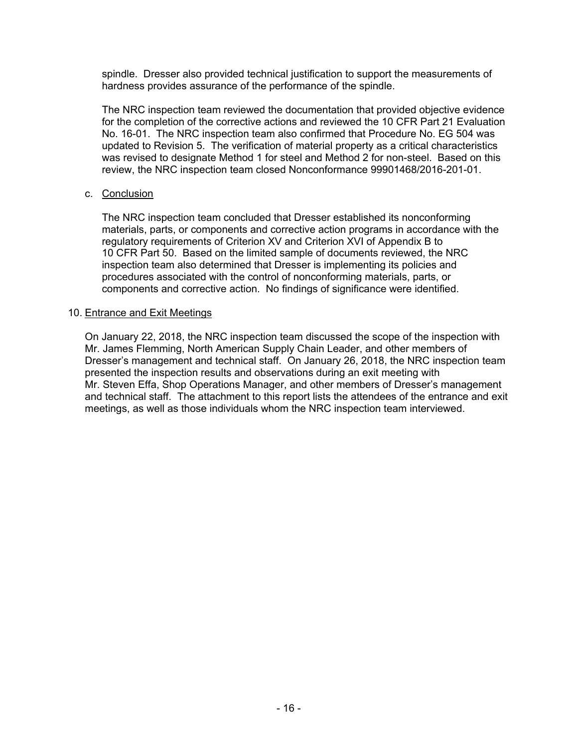spindle. Dresser also provided technical justification to support the measurements of hardness provides assurance of the performance of the spindle.

The NRC inspection team reviewed the documentation that provided objective evidence for the completion of the corrective actions and reviewed the 10 CFR Part 21 Evaluation No. 16-01. The NRC inspection team also confirmed that Procedure No. EG 504 was updated to Revision 5. The verification of material property as a critical characteristics was revised to designate Method 1 for steel and Method 2 for non-steel. Based on this review, the NRC inspection team closed Nonconformance 99901468/2016-201-01.

c. Conclusion

The NRC inspection team concluded that Dresser established its nonconforming materials, parts, or components and corrective action programs in accordance with the regulatory requirements of Criterion XV and Criterion XVI of Appendix B to 10 CFR Part 50. Based on the limited sample of documents reviewed, the NRC inspection team also determined that Dresser is implementing its policies and procedures associated with the control of nonconforming materials, parts, or components and corrective action. No findings of significance were identified.

## 10. Entrance and Exit Meetings

On January 22, 2018, the NRC inspection team discussed the scope of the inspection with Mr. James Flemming, North American Supply Chain Leader, and other members of Dresser's management and technical staff. On January 26, 2018, the NRC inspection team presented the inspection results and observations during an exit meeting with Mr. Steven Effa, Shop Operations Manager, and other members of Dresser's management and technical staff. The attachment to this report lists the attendees of the entrance and exit meetings, as well as those individuals whom the NRC inspection team interviewed.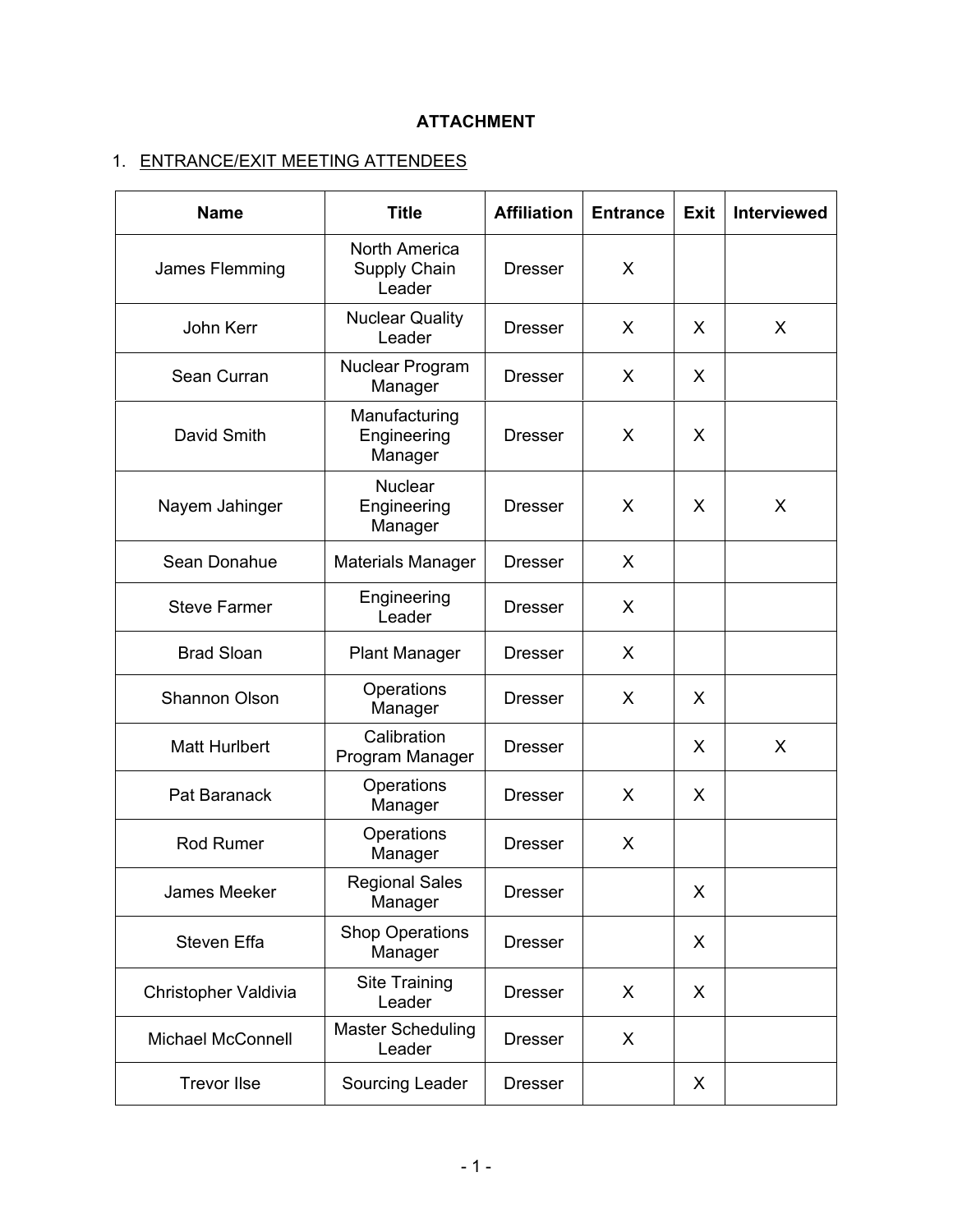**ATTACHMENT**

1. ENTRANCE/EXIT MEETING ATTENDEES

| Name | Title | Affiliation | Entrance | Exit | Interviewed |
|---|---|---|---|---|---|
| James Flemming | North America Supply Chain Leader | Dresser | X | | |
| John Kerr | Nuclear Quality Leader | Dresser | X | X | X |
| Sean Curran | Nuclear Program Manager | Dresser | X | X | |
| David Smith | Manufacturing Engineering Manager | Dresser | X | X | |
| Nayem Jahinger | Nuclear Engineering Manager | Dresser | X | X | X |
| Sean Donahue | Materials Manager | Dresser | X | | |
| Steve Farmer | Engineering Leader | Dresser | X | | |
| Brad Sloan | Plant Manager | Dresser | X | | |
| Shannon Olson | Operations Manager | Dresser | X | X | |
| Matt Hurlbert | Calibration Program Manager | Dresser | | X | X |
| Pat Baranack | Operations Manager | Dresser | X | X | |
| Rod Rumer | Operations Manager | Dresser | X | | |
| James Meeker | Regional Sales Manager | Dresser | | X | |
| Steven Effa | Shop Operations Manager | Dresser | | X | |
| Christopher Valdivia | Site Training Leader | Dresser | X | X | |
| Michael McConnell | Master Scheduling Leader | Dresser | X | | |
| Trevor Ilse | Sourcing Leader | Dresser | | X | |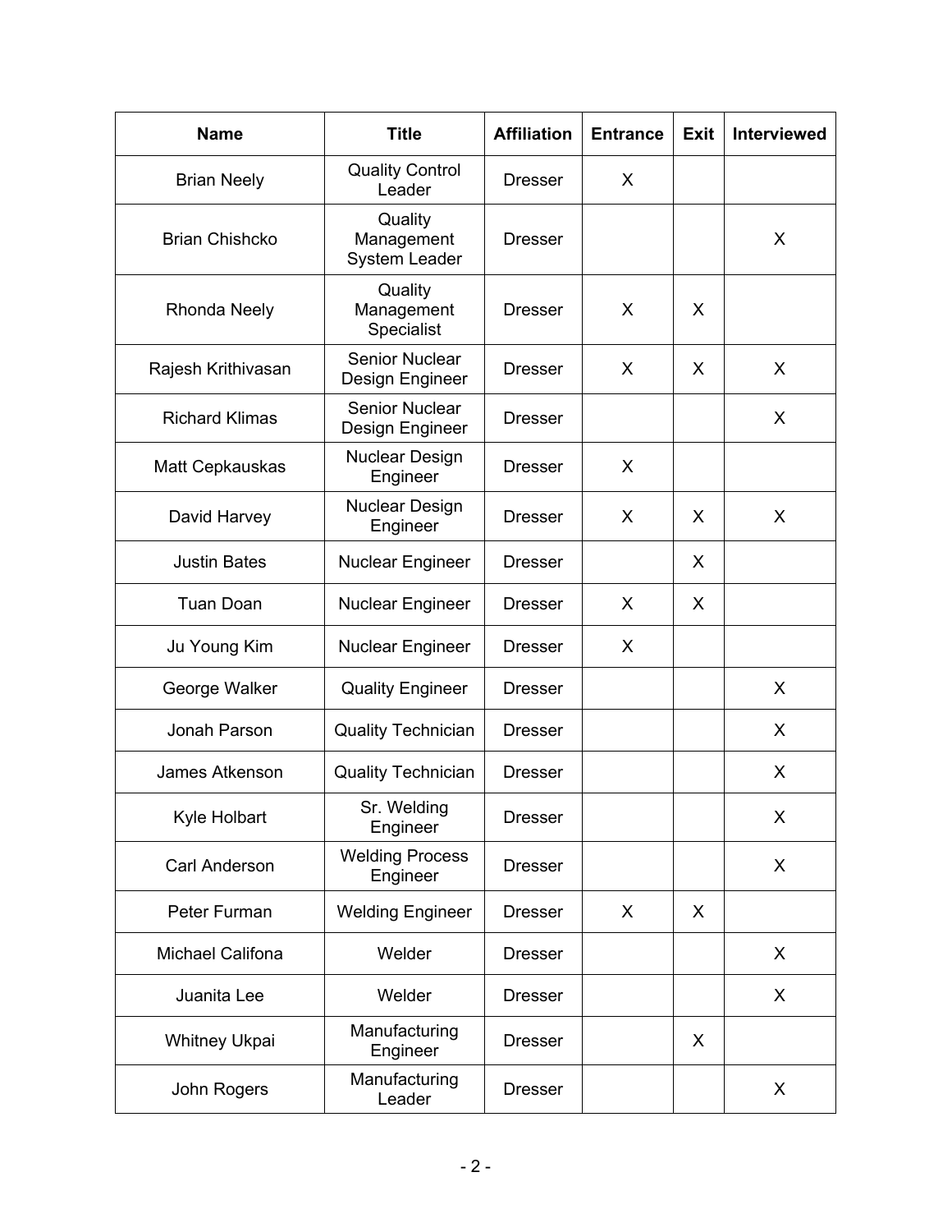| Name | Title | Affiliation | Entrance | Exit | Interviewed |
|---|---|---|---|---|---|
| Brian Neely | Quality Control Leader | Dresser | X | | |
| Brian Chishcko | Quality Management System Leader | Dresser | | | X |
| Rhonda Neely | Quality Management Specialist | Dresser | X | X | |
| Rajesh Krithivasan | Senior Nuclear Design Engineer | Dresser | X | X | X |
| Richard Klimas | Senior Nuclear Design Engineer | Dresser | | | X |
| Matt Cepkauskas | Nuclear Design Engineer | Dresser | X | | |
| David Harvey | Nuclear Design Engineer | Dresser | X | X | X |
| Justin Bates | Nuclear Engineer | Dresser | | X | |
| Tuan Doan | Nuclear Engineer | Dresser | X | X | |
| Ju Young Kim | Nuclear Engineer | Dresser | X | | |
| George Walker | Quality Engineer | Dresser | | | X |
| Jonah Parson | Quality Technician | Dresser | | | X |
| James Atkenson | Quality Technician | Dresser | | | X |
| Kyle Holbart | Sr. Welding Engineer | Dresser | | | X |
| Carl Anderson | Welding Process Engineer | Dresser | | | X |
| Peter Furman | Welding Engineer | Dresser | X | X | |
| Michael Califona | Welder | Dresser | | | X |
| Juanita Lee | Welder | Dresser | | | X |
| Whitney Ukpai | Manufacturing Engineer | Dresser | | X | |
| John Rogers | Manufacturing Leader | Dresser | | | X |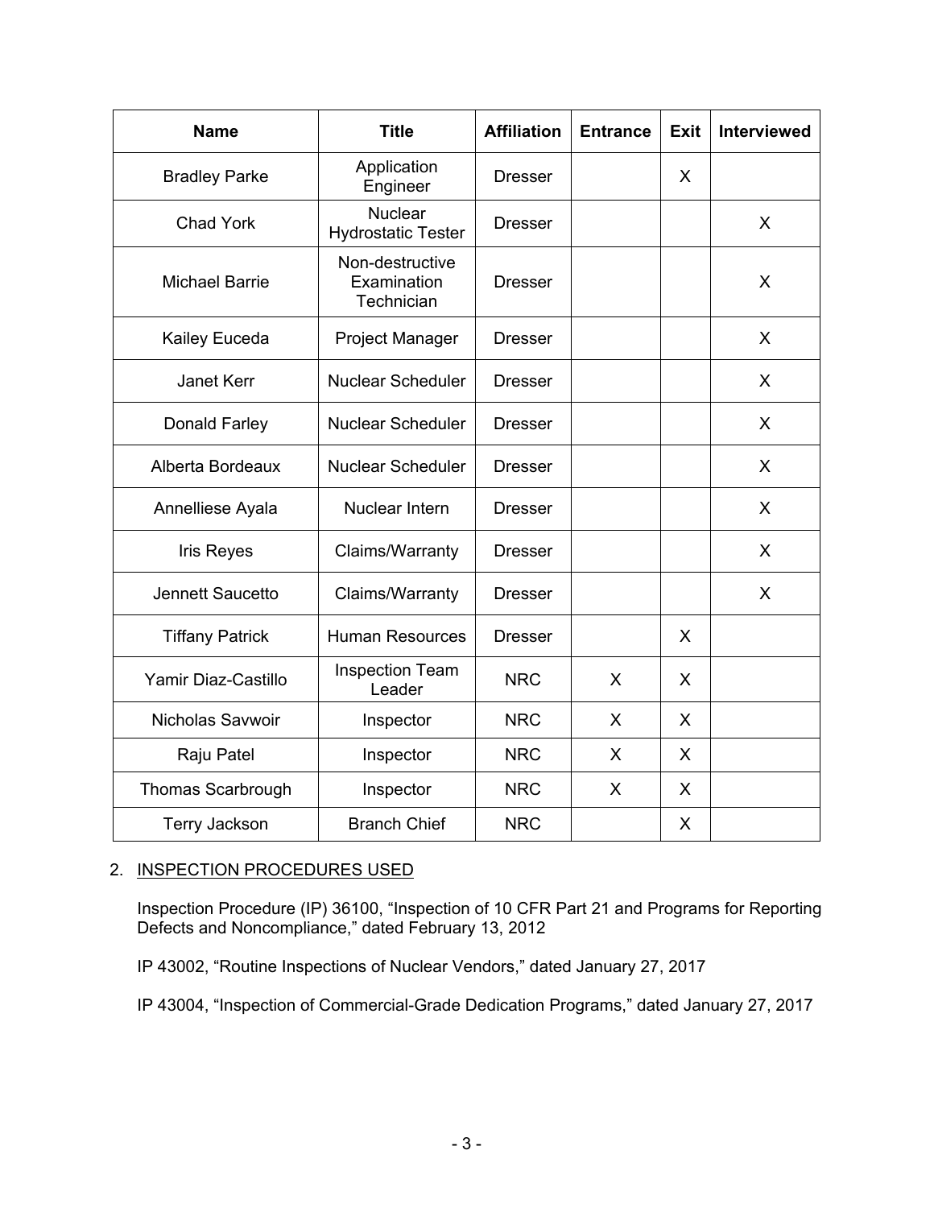| Name | Title | Affiliation | Entrance | Exit | Interviewed |
|---|---|---|---|---|---|
| Bradley Parke | Application Engineer | Dresser | | X | |
| Chad York | Nuclear Hydrostatic Tester | Dresser | | | X |
| Michael Barrie | Non-destructive Examination Technician | Dresser | | | X |
| Kailey Euceda | Project Manager | Dresser | | | X |
| Janet Kerr | Nuclear Scheduler | Dresser | | | X |
| Donald Farley | Nuclear Scheduler | Dresser | | | X |
| Alberta Bordeaux | Nuclear Scheduler | Dresser | | | X |
| Anneliese Ayala | Nuclear Intern | Dresser | | | X |
| Iris Reyes | Claims/Warranty | Dresser | | | X |
| Jennett Saucetto | Claims/Warranty | Dresser | | | X |
| Tiffany Patrick | Human Resources | Dresser | | X | |
| Yamir Diaz-Castillo | Inspection Team Leader | NRC | X | X | |
| Nicholas Savwoir | Inspector | NRC | X | X | |
| Raju Patel | Inspector | NRC | X | X | |
| Thomas Scarbrough | Inspector | NRC | X | X | |
| Terry Jackson | Branch Chief | NRC | | X | |

2. INSPECTION PROCEDURES USED

Inspection Procedure (IP) 36100, "Inspection of 10 CFR Part 21 and Programs for Reporting Defects and Noncompliance," dated February 13, 2012

IP 43002, "Routine Inspections of Nuclear Vendors," dated January 27, 2017

IP 43004, "Inspection of Commercial-Grade Dedication Programs," dated January 27, 2017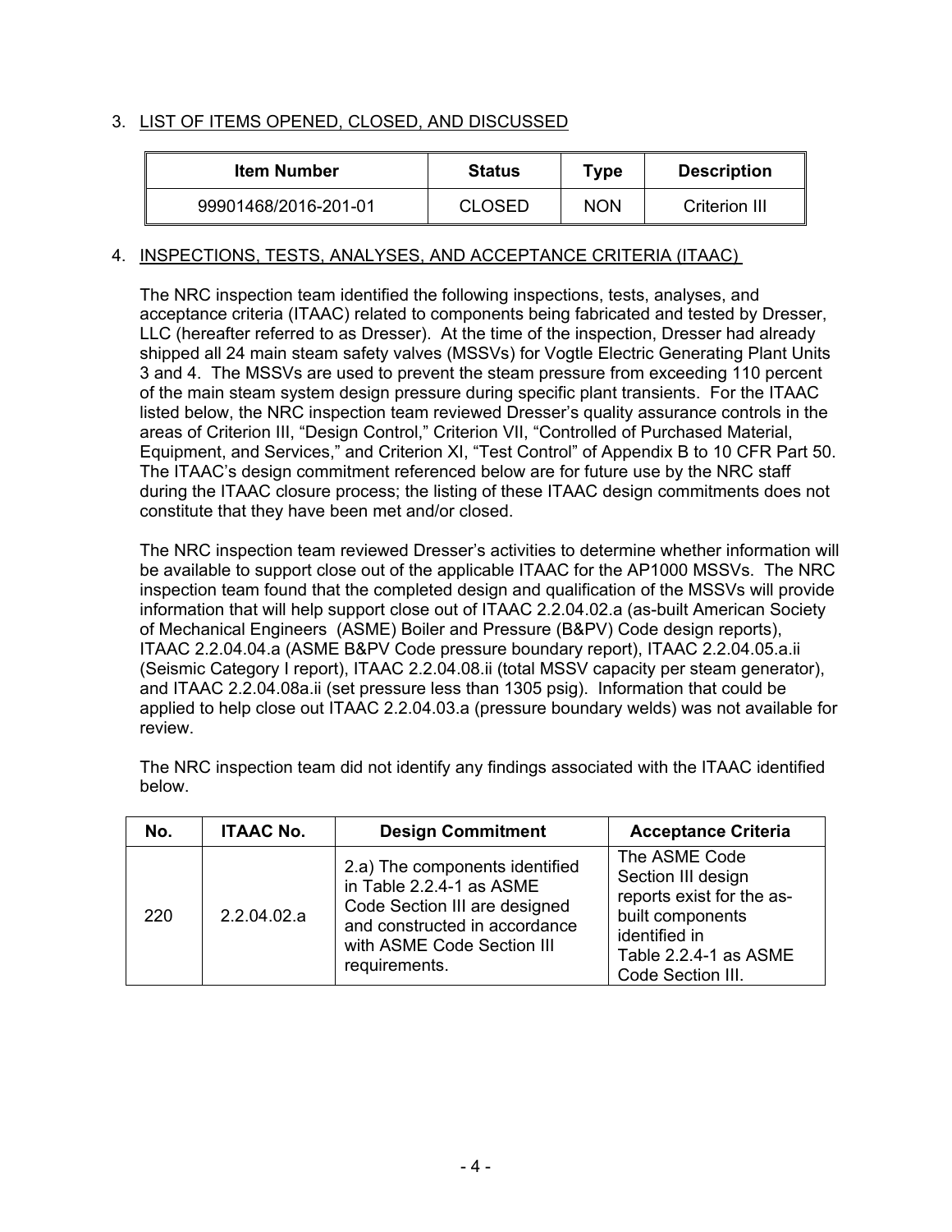## 3. LIST OF ITEMS OPENED, CLOSED, AND DISCUSSED

| Item Number | Status | Type | Description |
|---|---|---|---|
| 99901468/2016-201-01 | CLOSED | NON | Criterion III |

## 4. INSPECTIONS, TESTS, ANALYSES, AND ACCEPTANCE CRITERIA (ITAAC)

The NRC inspection team identified the following inspections, tests, analyses, and acceptance criteria (ITAAC) related to components being fabricated and tested by Dresser, LLC (hereafter referred to as Dresser). At the time of the inspection, Dresser had already shipped all 24 main steam safety valves (MSSVs) for Vogtle Electric Generating Plant Units 3 and 4. The MSSVs are used to prevent the steam pressure from exceeding 110 percent of the main steam system design pressure during specific plant transients. For the ITAAC listed below, the NRC inspection team reviewed Dresser's quality assurance controls in the areas of Criterion III, "Design Control," Criterion VII, "Controlled of Purchased Material, Equipment, and Services," and Criterion XI, "Test Control" of Appendix B to 10 CFR Part 50. The ITAAC's design commitment referenced below are for future use by the NRC staff during the ITAAC closure process; the listing of these ITAAC design commitments does not constitute that they have been met and/or closed.

The NRC inspection team reviewed Dresser's activities to determine whether information will be available to support close out of the applicable ITAAC for the AP1000 MSSVs. The NRC inspection team found that the completed design and qualification of the MSSVs will provide information that will help support close out of ITAAC 2.2.04.02.a (as-built American Society of Mechanical Engineers (ASME) Boiler and Pressure (B&PV) Code design reports), ITAAC 2.2.04.04.a (ASME B&PV Code pressure boundary report), ITAAC 2.2.04.05.a.ii (Seismic Category I report), ITAAC 2.2.04.08.ii (total MSSV capacity per steam generator), and ITAAC 2.2.04.08a.ii (set pressure less than 1305 psig). Information that could be applied to help close out ITAAC 2.2.04.03.a (pressure boundary welds) was not available for review.

The NRC inspection team did not identify any findings associated with the ITAAC identified below.

| No. | ITAAC No. | Design Commitment | Acceptance Criteria |
|---|---|---|---|
| 220 | 2.2.04.02.a | 2.a) The components identified in Table 2.2.4-1 as ASME Code Section III are designed and constructed in accordance with ASME Code Section III requirements. | The ASME Code Section III design reports exist for the as-built components identified in Table 2.2.4-1 as ASME Code Section III. |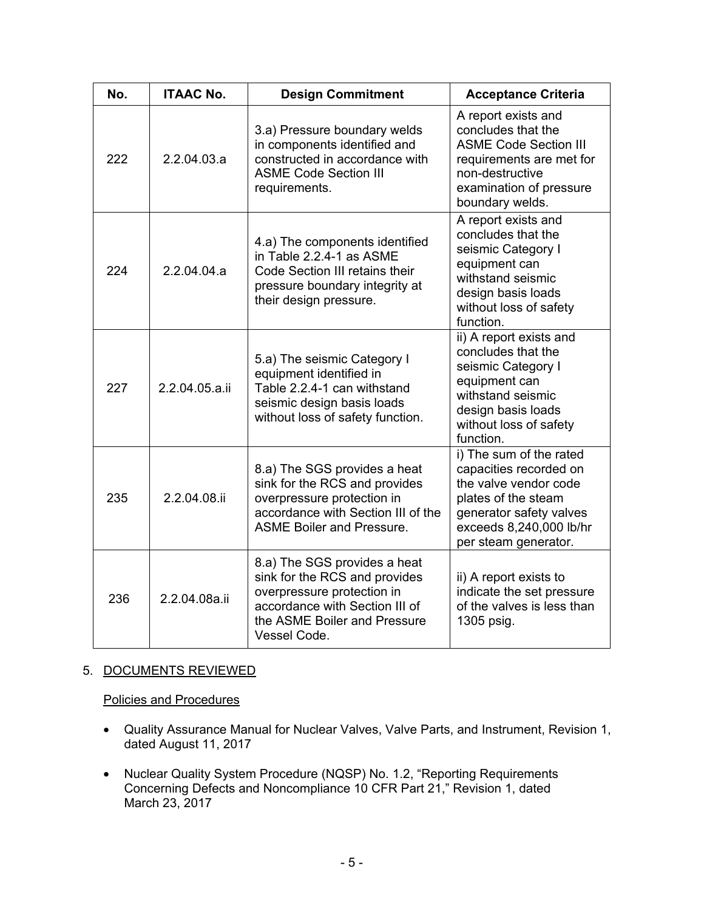| No. | ITAAC No. | Design Commitment | Acceptance Criteria |
|---|---|---|---|
| 222 | 2.2.04.03.a | 3.a) Pressure boundary welds in components identified and constructed in accordance with ASME Code Section III requirements. | A report exists and concludes that the ASME Code Section III requirements are met for non-destructive examination of pressure boundary welds. |
| 224 | 2.2.04.04.a | 4.a) The components identified in Table 2.2.4-1 as ASME Code Section III retains their pressure boundary integrity at their design pressure. | A report exists and concludes that the seismic Category I equipment can withstand seismic design basis loads without loss of safety function. |
| 227 | 2.2.04.05.a.ii | 5.a) The seismic Category I equipment identified in Table 2.2.4-1 can withstand seismic design basis loads without loss of safety function. | ii) A report exists and concludes that the seismic Category I equipment can withstand seismic design basis loads without loss of safety function. |
| 235 | 2.2.04.08.ii | 8.a) The SGS provides a heat sink for the RCS and provides overpressure protection in accordance with Section III of the ASME Boiler and Pressure. | i) The sum of the rated capacities recorded on the valve vendor code plates of the steam generator safety valves exceeds 8,240,000 lb/hr per steam generator. |
| 236 | 2.2.04.08a.ii | 8.a) The SGS provides a heat sink for the RCS and provides overpressure protection in accordance with Section III of the ASME Boiler and Pressure Vessel Code. | ii) A report exists to indicate the set pressure of the valves is less than 1305 psig. |

5. DOCUMENTS REVIEWED

Policies and Procedures

- Quality Assurance Manual for Nuclear Valves, Valve Parts, and Instrument, Revision 1, dated August 11, 2017
- Nuclear Quality System Procedure (NQSP) No. 1.2, "Reporting Requirements Concerning Defects and Noncompliance 10 CFR Part 21," Revision 1, dated March 23, 2017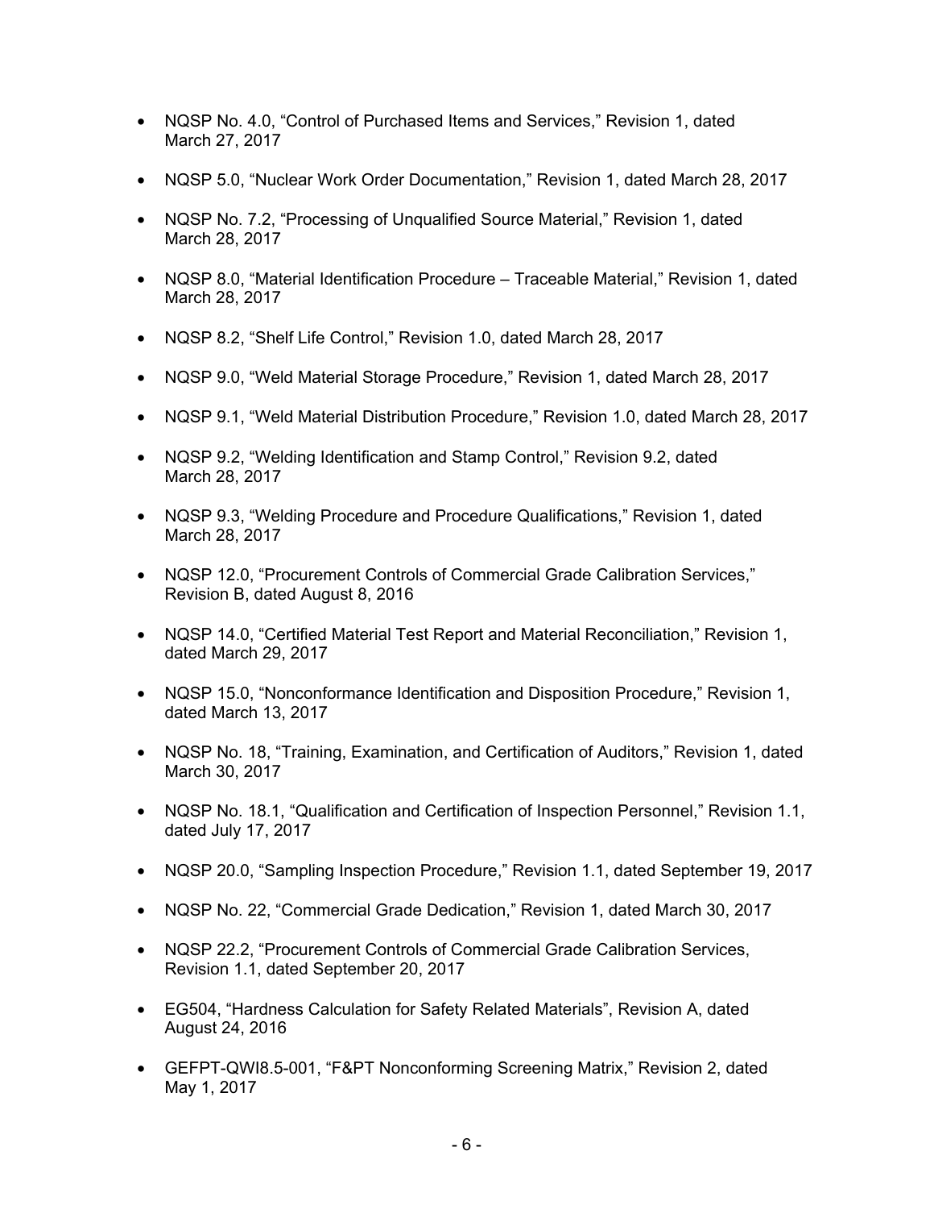- NQSP No. 4.0, “Control of Purchased Items and Services,” Revision 1, dated March 27, 2017
- NQSP 5.0, “Nuclear Work Order Documentation,” Revision 1, dated March 28, 2017
- NQSP No. 7.2, “Processing of Unqualified Source Material,” Revision 1, dated March 28, 2017
- NQSP 8.0, “Material Identification Procedure – Traceable Material,” Revision 1, dated March 28, 2017
- NQSP 8.2, “Shelf Life Control,” Revision 1.0, dated March 28, 2017
- NQSP 9.0, “Weld Material Storage Procedure,” Revision 1, dated March 28, 2017
- NQSP 9.1, “Weld Material Distribution Procedure,” Revision 1.0, dated March 28, 2017
- NQSP 9.2, “Welding Identification and Stamp Control,” Revision 9.2, dated March 28, 2017
- NQSP 9.3, “Welding Procedure and Procedure Qualifications,” Revision 1, dated March 28, 2017
- NQSP 12.0, “Procurement Controls of Commercial Grade Calibration Services,” Revision B, dated August 8, 2016
- NQSP 14.0, “Certified Material Test Report and Material Reconciliation,” Revision 1, dated March 29, 2017
- NQSP 15.0, “Nonconformance Identification and Disposition Procedure,” Revision 1, dated March 13, 2017
- NQSP No. 18, “Training, Examination, and Certification of Auditors,” Revision 1, dated March 30, 2017
- NQSP No. 18.1, “Qualification and Certification of Inspection Personnel,” Revision 1.1, dated July 17, 2017
- NQSP 20.0, “Sampling Inspection Procedure,” Revision 1.1, dated September 19, 2017
- NQSP No. 22, “Commercial Grade Dedication,” Revision 1, dated March 30, 2017
- NQSP 22.2, “Procurement Controls of Commercial Grade Calibration Services, Revision 1.1, dated September 20, 2017
- EG504, “Hardness Calculation for Safety Related Materials”, Revision A, dated August 24, 2016
- GEFPT-QWI8.5-001, “F&PT Nonconforming Screening Matrix,” Revision 2, dated May 1, 2017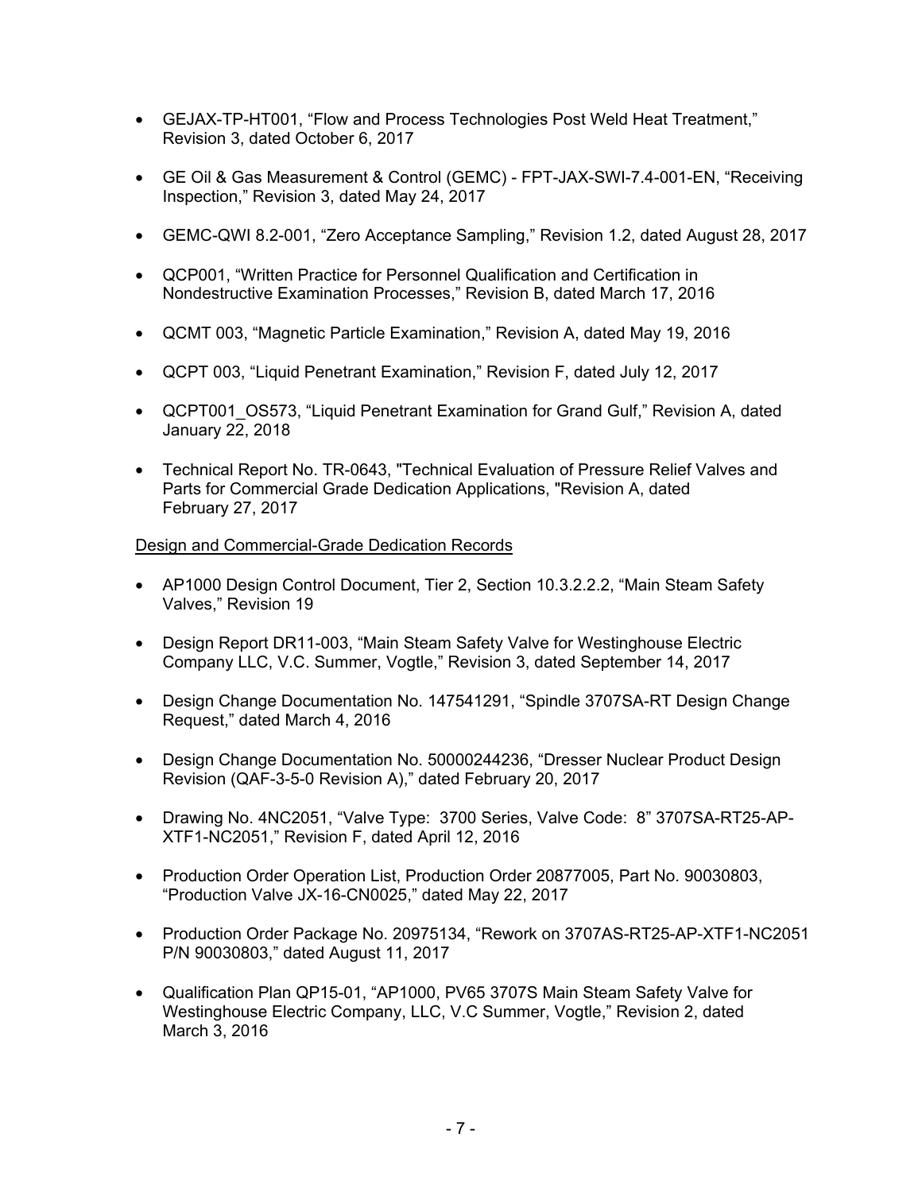- GEJAX-TP-HT001, "Flow and Process Technologies Post Weld Heat Treatment," Revision 3, dated October 6, 2017

- GE Oil & Gas Measurement & Control (GEMC) - FPT-JAX-SWI-7.4-001-EN, "Receiving Inspection," Revision 3, dated May 24, 2017

- GEMC-QWI 8.2-001, "Zero Acceptance Sampling," Revision 1.2, dated August 28, 2017

- QCP001, "Written Practice for Personnel Qualification and Certification in Nondestructive Examination Processes," Revision B, dated March 17, 2016

- QCMT 003, "Magnetic Particle Examination," Revision A, dated May 19, 2016

- QCPT 003, "Liquid Penetrant Examination," Revision F, dated July 12, 2017

- QCPT001_OS573, "Liquid Penetrant Examination for Grand Gulf," Revision A, dated January 22, 2018

- Technical Report No. TR-0643, "Technical Evaluation of Pressure Relief Valves and Parts for Commercial Grade Dedication Applications, "Revision A, dated February 27, 2017

Design and Commercial-Grade Dedication Records

- AP1000 Design Control Document, Tier 2, Section 10.3.2.2.2, "Main Steam Safety Valves," Revision 19

- Design Report DR11-003, "Main Steam Safety Valve for Westinghouse Electric Company LLC, V.C. Summer, Vogtle," Revision 3, dated September 14, 2017

- Design Change Documentation No. 147541291, "Spindle 3707SA-RT Design Change Request," dated March 4, 2016

- Design Change Documentation No. 50000244236, "Dresser Nuclear Product Design Revision (QAF-3-5-0 Revision A)," dated February 20, 2017

- Drawing No. 4NC2051, "Valve Type: 3700 Series, Valve Code: 8" 3707SA-RT25-AP-XTF1-NC2051," Revision F, dated April 12, 2016

- Production Order Operation List, Production Order 20877005, Part No. 90030803, "Production Valve JX-16-CN0025," dated May 22, 2017

- Production Order Package No. 20975134, "Rework on 3707AS-RT25-AP-XTF1-NC2051 P/N 90030803," dated August 11, 2017

- Qualification Plan QP15-01, "AP1000, PV65 3707S Main Steam Safety Valve for Westinghouse Electric Company, LLC, V.C Summer, Vogtle," Revision 2, dated March 3, 2016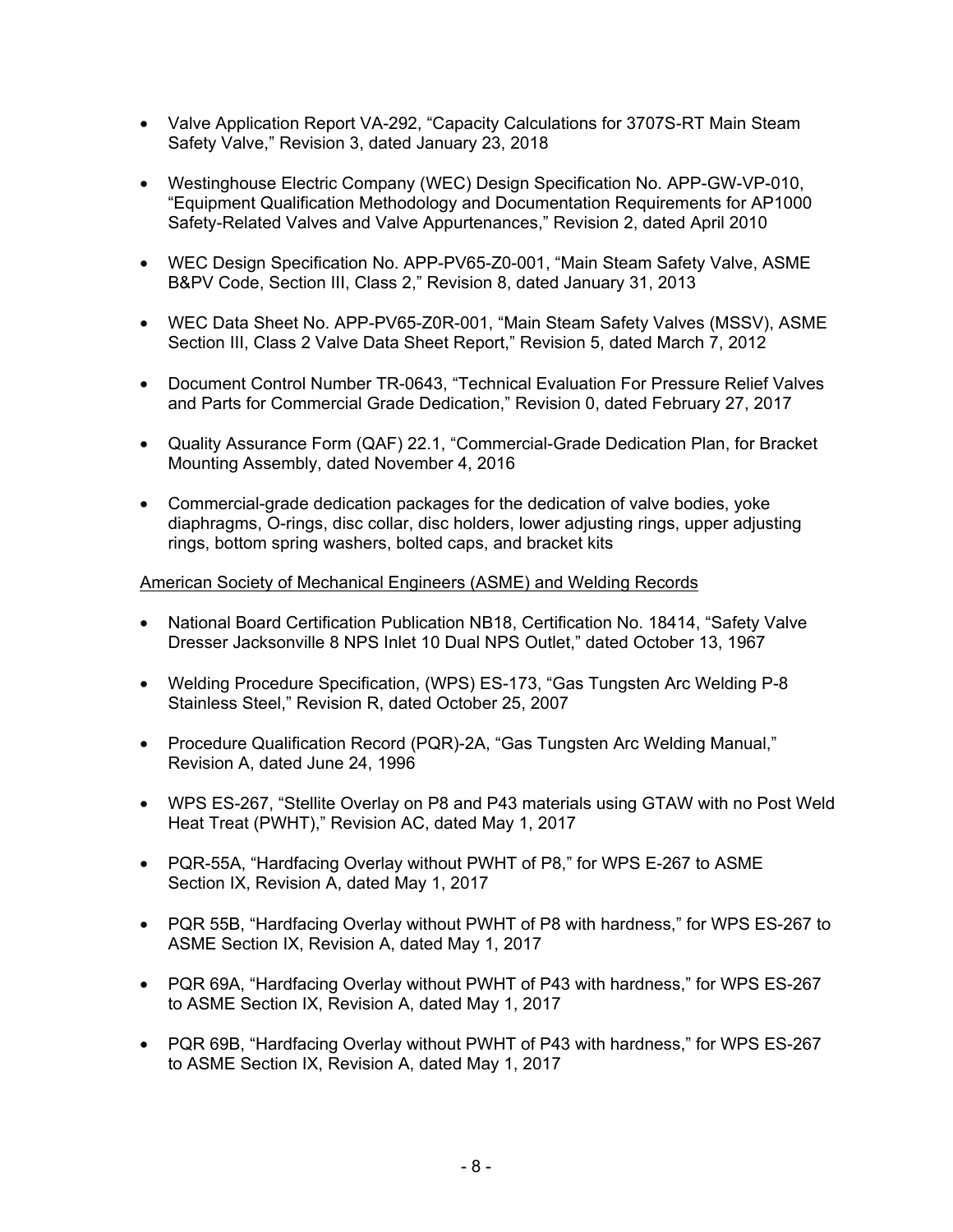- Valve Application Report VA-292, "Capacity Calculations for 3707S-RT Main Steam Safety Valve," Revision 3, dated January 23, 2018

- Westinghouse Electric Company (WEC) Design Specification No. APP-GW-VP-010, "Equipment Qualification Methodology and Documentation Requirements for AP1000 Safety-Related Valves and Valve Appurtenances," Revision 2, dated April 2010

- WEC Design Specification No. APP-PV65-Z0-001, "Main Steam Safety Valve, ASME B&PV Code, Section III, Class 2," Revision 8, dated January 31, 2013

- WEC Data Sheet No. APP-PV65-Z0R-001, "Main Steam Safety Valves (MSSV), ASME Section III, Class 2 Valve Data Sheet Report," Revision 5, dated March 7, 2012

- Document Control Number TR-0643, "Technical Evaluation For Pressure Relief Valves and Parts for Commercial Grade Dedication," Revision 0, dated February 27, 2017

- Quality Assurance Form (QAF) 22.1, "Commercial-Grade Dedication Plan, for Bracket Mounting Assembly, dated November 4, 2016

- Commercial-grade dedication packages for the dedication of valve bodies, yoke diaphragms, O-rings, disc collar, disc holders, lower adjusting rings, upper adjusting rings, bottom spring washers, bolted caps, and bracket kits

American Society of Mechanical Engineers (ASME) and Welding Records

- National Board Certification Publication NB18, Certification No. 18414, "Safety Valve Dresser Jacksonville 8 NPS Inlet 10 Dual NPS Outlet," dated October 13, 1967

- Welding Procedure Specification, (WPS) ES-173, "Gas Tungsten Arc Welding P-8 Stainless Steel," Revision R, dated October 25, 2007

- Procedure Qualification Record (PQR)-2A, "Gas Tungsten Arc Welding Manual," Revision A, dated June 24, 1996

- WPS ES-267, "Stellite Overlay on P8 and P43 materials using GTAW with no Post Weld Heat Treat (PWHT)," Revision AC, dated May 1, 2017

- PQR-55A, "Hardfacing Overlay without PWHT of P8," for WPS E-267 to ASME Section IX, Revision A, dated May 1, 2017

- PQR 55B, "Hardfacing Overlay without PWHT of P8 with hardness," for WPS ES-267 to ASME Section IX, Revision A, dated May 1, 2017

- PQR 69A, "Hardfacing Overlay without PWHT of P43 with hardness," for WPS ES-267 to ASME Section IX, Revision A, dated May 1, 2017

- PQR 69B, "Hardfacing Overlay without PWHT of P43 with hardness," for WPS ES-267 to ASME Section IX, Revision A, dated May 1, 2017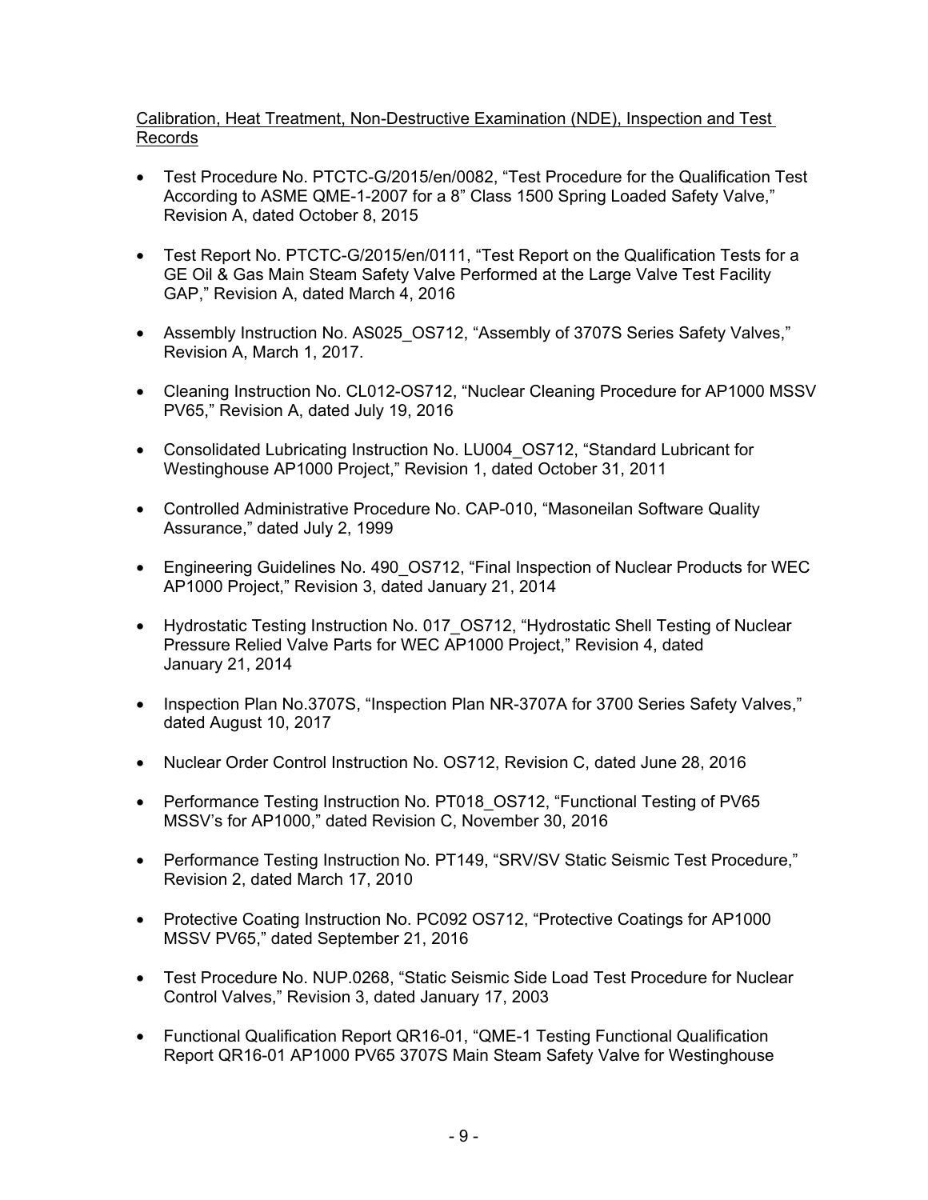<u>Calibration, Heat Treatment, Non-Destructive Examination (NDE), Inspection and Test Records</u>

- Test Procedure No. PTCTC-G/2015/en/0082, "Test Procedure for the Qualification Test According to ASME QME-1-2007 for a 8" Class 1500 Spring Loaded Safety Valve," Revision A, dated October 8, 2015
- Test Report No. PTCTC-G/2015/en/0111, "Test Report on the Qualification Tests for a GE Oil & Gas Main Steam Safety Valve Performed at the Large Valve Test Facility GAP," Revision A, dated March 4, 2016
- Assembly Instruction No. AS025_OS712, "Assembly of 3707S Series Safety Valves," Revision A, March 1, 2017.
- Cleaning Instruction No. CL012-OS712, "Nuclear Cleaning Procedure for AP1000 MSSV PV65," Revision A, dated July 19, 2016
- Consolidated Lubricating Instruction No. LU004_OS712, "Standard Lubricant for Westinghouse AP1000 Project," Revision 1, dated October 31, 2011
- Controlled Administrative Procedure No. CAP-010, "Masoneilan Software Quality Assurance," dated July 2, 1999
- Engineering Guidelines No. 490_OS712, "Final Inspection of Nuclear Products for WEC AP1000 Project," Revision 3, dated January 21, 2014
- Hydrostatic Testing Instruction No. 017_OS712, "Hydrostatic Shell Testing of Nuclear Pressure Relied Valve Parts for WEC AP1000 Project," Revision 4, dated January 21, 2014
- Inspection Plan No.3707S, "Inspection Plan NR-3707A for 3700 Series Safety Valves," dated August 10, 2017
- Nuclear Order Control Instruction No. OS712, Revision C, dated June 28, 2016
- Performance Testing Instruction No. PT018_OS712, "Functional Testing of PV65 MSSV's for AP1000," dated Revision C, November 30, 2016
- Performance Testing Instruction No. PT149, "SRV/SV Static Seismic Test Procedure," Revision 2, dated March 17, 2010
- Protective Coating Instruction No. PC092 OS712, "Protective Coatings for AP1000 MSSV PV65," dated September 21, 2016
- Test Procedure No. NUP.0268, "Static Seismic Side Load Test Procedure for Nuclear Control Valves," Revision 3, dated January 17, 2003
- Functional Qualification Report QR16-01, "QME-1 Testing Functional Qualification Report QR16-01 AP1000 PV65 3707S Main Steam Safety Valve for Westinghouse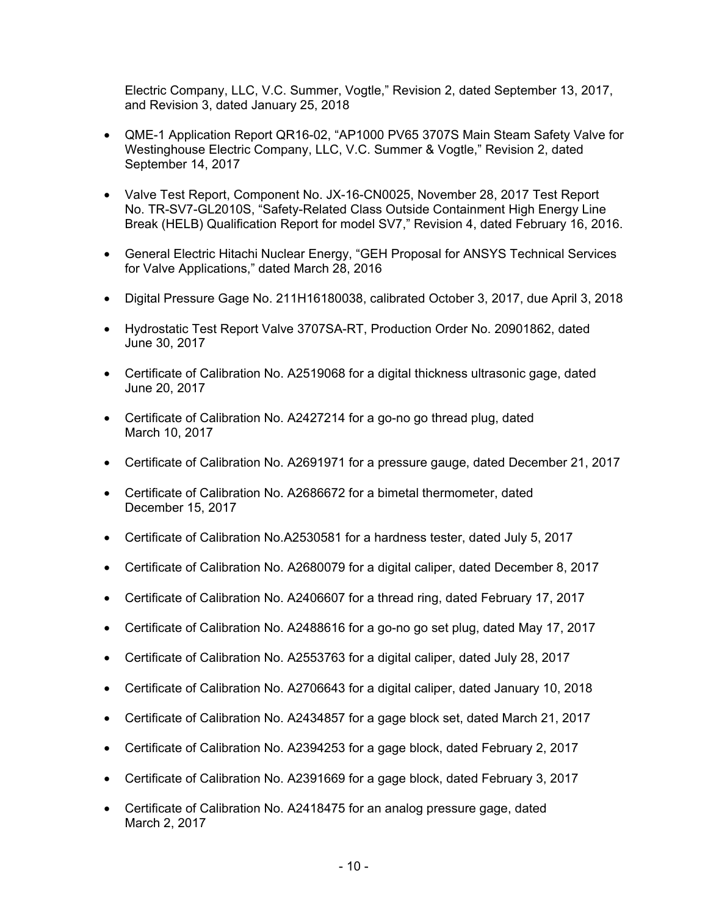Electric Company, LLC, V.C. Summer, Vogtle," Revision 2, dated September 13, 2017, and Revision 3, dated January 25, 2018

- QME-1 Application Report QR16-02, "AP1000 PV65 3707S Main Steam Safety Valve for Westinghouse Electric Company, LLC, V.C. Summer & Vogtle," Revision 2, dated September 14, 2017
- Valve Test Report, Component No. JX-16-CN0025, November 28, 2017 Test Report No. TR-SV7-GL2010S, "Safety-Related Class Outside Containment High Energy Line Break (HELB) Qualification Report for model SV7," Revision 4, dated February 16, 2016.
- General Electric Hitachi Nuclear Energy, "GEH Proposal for ANSYS Technical Services for Valve Applications," dated March 28, 2016
- Digital Pressure Gage No. 211H16180038, calibrated October 3, 2017, due April 3, 2018
- Hydrostatic Test Report Valve 3707SA-RT, Production Order No. 20901862, dated June 30, 2017
- Certificate of Calibration No. A2519068 for a digital thickness ultrasonic gage, dated June 20, 2017
- Certificate of Calibration No. A2427214 for a go-no go thread plug, dated March 10, 2017
- Certificate of Calibration No. A2691971 for a pressure gauge, dated December 21, 2017
- Certificate of Calibration No. A2686672 for a bimetal thermometer, dated December 15, 2017
- Certificate of Calibration No.A2530581 for a hardness tester, dated July 5, 2017
- Certificate of Calibration No. A2680079 for a digital caliper, dated December 8, 2017
- Certificate of Calibration No. A2406607 for a thread ring, dated February 17, 2017
- Certificate of Calibration No. A2488616 for a go-no go set plug, dated May 17, 2017
- Certificate of Calibration No. A2553763 for a digital caliper, dated July 28, 2017
- Certificate of Calibration No. A2706643 for a digital caliper, dated January 10, 2018
- Certificate of Calibration No. A2434857 for a gage block set, dated March 21, 2017
- Certificate of Calibration No. A2394253 for a gage block, dated February 2, 2017
- Certificate of Calibration No. A2391669 for a gage block, dated February 3, 2017
- Certificate of Calibration No. A2418475 for an analog pressure gage, dated March 2, 2017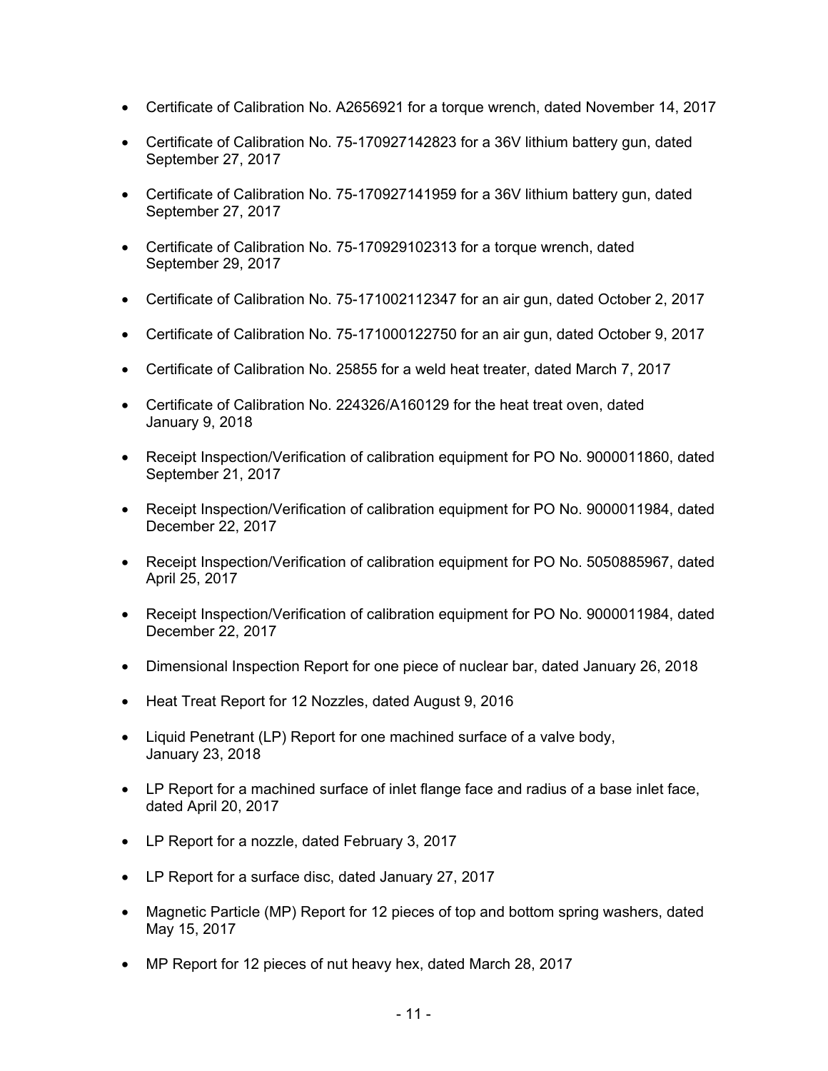- Certificate of Calibration No. A2656921 for a torque wrench, dated November 14, 2017
- Certificate of Calibration No. 75-170927142823 for a 36V lithium battery gun, dated September 27, 2017
- Certificate of Calibration No. 75-170927141959 for a 36V lithium battery gun, dated September 27, 2017
- Certificate of Calibration No. 75-170929102313 for a torque wrench, dated September 29, 2017
- Certificate of Calibration No. 75-171002112347 for an air gun, dated October 2, 2017
- Certificate of Calibration No. 75-171000122750 for an air gun, dated October 9, 2017
- Certificate of Calibration No. 25855 for a weld heat treater, dated March 7, 2017
- Certificate of Calibration No. 224326/A160129 for the heat treat oven, dated January 9, 2018
- Receipt Inspection/Verification of calibration equipment for PO No. 9000011860, dated September 21, 2017
- Receipt Inspection/Verification of calibration equipment for PO No. 9000011984, dated December 22, 2017
- Receipt Inspection/Verification of calibration equipment for PO No. 5050885967, dated April 25, 2017
- Receipt Inspection/Verification of calibration equipment for PO No. 9000011984, dated December 22, 2017
- Dimensional Inspection Report for one piece of nuclear bar, dated January 26, 2018
- Heat Treat Report for 12 Nozzles, dated August 9, 2016
- Liquid Penetrant (LP) Report for one machined surface of a valve body, January 23, 2018
- LP Report for a machined surface of inlet flange face and radius of a base inlet face, dated April 20, 2017
- LP Report for a nozzle, dated February 3, 2017
- LP Report for a surface disc, dated January 27, 2017
- Magnetic Particle (MP) Report for 12 pieces of top and bottom spring washers, dated May 15, 2017
- MP Report for 12 pieces of nut heavy hex, dated March 28, 2017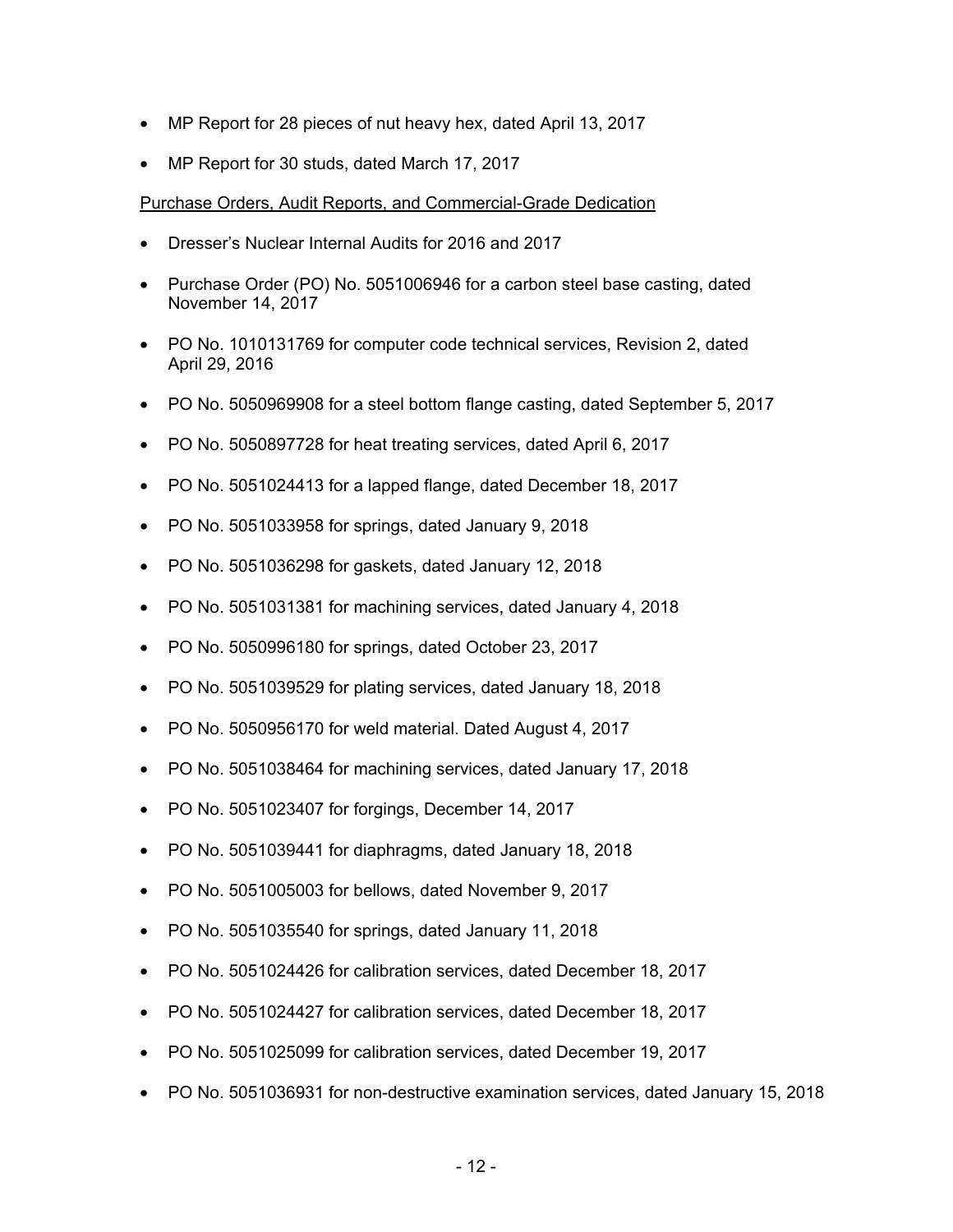- MP Report for 28 pieces of nut heavy hex, dated April 13, 2017
- MP Report for 30 studs, dated March 17, 2017

<u>Purchase Orders, Audit Reports, and Commercial-Grade Dedication</u>

- Dresser's Nuclear Internal Audits for 2016 and 2017
- Purchase Order (PO) No. 5051006946 for a carbon steel base casting, dated November 14, 2017
- PO No. 1010131769 for computer code technical services, Revision 2, dated April 29, 2016
- PO No. 5050969908 for a steel bottom flange casting, dated September 5, 2017
- PO No. 5050897728 for heat treating services, dated April 6, 2017
- PO No. 5051024413 for a lapped flange, dated December 18, 2017
- PO No. 5051033958 for springs, dated January 9, 2018
- PO No. 5051036298 for gaskets, dated January 12, 2018
- PO No. 5051031381 for machining services, dated January 4, 2018
- PO No. 5050996180 for springs, dated October 23, 2017
- PO No. 5051039529 for plating services, dated January 18, 2018
- PO No. 5050956170 for weld material. Dated August 4, 2017
- PO No. 5051038464 for machining services, dated January 17, 2018
- PO No. 5051023407 for forgings, December 14, 2017
- PO No. 5051039441 for diaphragms, dated January 18, 2018
- PO No. 5051005003 for bellows, dated November 9, 2017
- PO No. 5051035540 for springs, dated January 11, 2018
- PO No. 5051024426 for calibration services, dated December 18, 2017
- PO No. 5051024427 for calibration services, dated December 18, 2017
- PO No. 5051025099 for calibration services, dated December 19, 2017
- PO No. 5051036931 for non-destructive examination services, dated January 15, 2018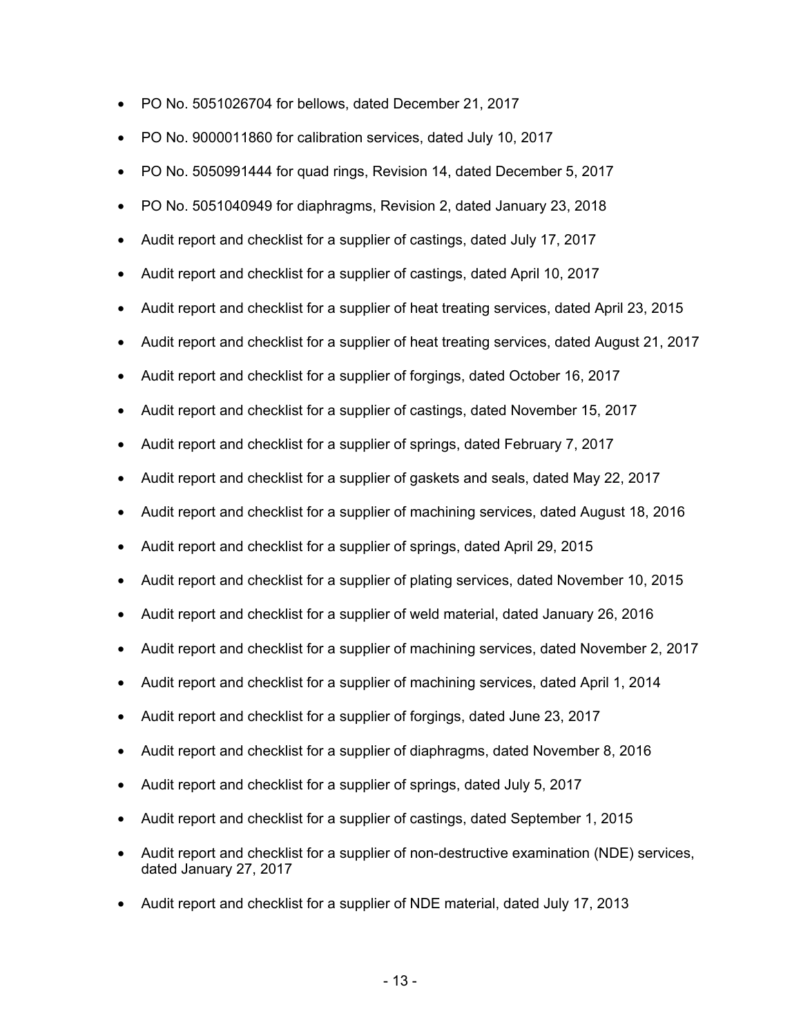- PO No. 5051026704 for bellows, dated December 21, 2017
- PO No. 9000011860 for calibration services, dated July 10, 2017
- PO No. 5050991444 for quad rings, Revision 14, dated December 5, 2017
- PO No. 5051040949 for diaphragms, Revision 2, dated January 23, 2018
- Audit report and checklist for a supplier of castings, dated July 17, 2017
- Audit report and checklist for a supplier of castings, dated April 10, 2017
- Audit report and checklist for a supplier of heat treating services, dated April 23, 2015
- Audit report and checklist for a supplier of heat treating services, dated August 21, 2017
- Audit report and checklist for a supplier of forgings, dated October 16, 2017
- Audit report and checklist for a supplier of castings, dated November 15, 2017
- Audit report and checklist for a supplier of springs, dated February 7, 2017
- Audit report and checklist for a supplier of gaskets and seals, dated May 22, 2017
- Audit report and checklist for a supplier of machining services, dated August 18, 2016
- Audit report and checklist for a supplier of springs, dated April 29, 2015
- Audit report and checklist for a supplier of plating services, dated November 10, 2015
- Audit report and checklist for a supplier of weld material, dated January 26, 2016
- Audit report and checklist for a supplier of machining services, dated November 2, 2017
- Audit report and checklist for a supplier of machining services, dated April 1, 2014
- Audit report and checklist for a supplier of forgings, dated June 23, 2017
- Audit report and checklist for a supplier of diaphragms, dated November 8, 2016
- Audit report and checklist for a supplier of springs, dated July 5, 2017
- Audit report and checklist for a supplier of castings, dated September 1, 2015
- Audit report and checklist for a supplier of non-destructive examination (NDE) services, dated January 27, 2017
- Audit report and checklist for a supplier of NDE material, dated July 17, 2013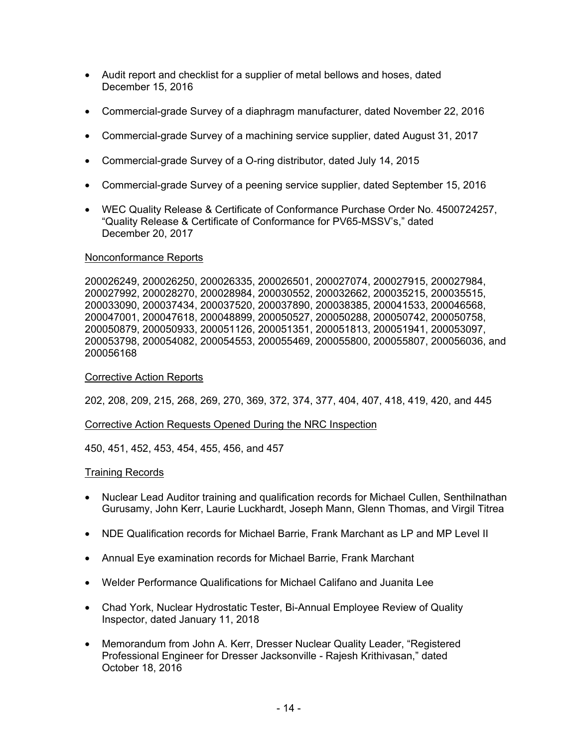- Audit report and checklist for a supplier of metal bellows and hoses, dated December 15, 2016
- Commercial-grade Survey of a diaphragm manufacturer, dated November 22, 2016
- Commercial-grade Survey of a machining service supplier, dated August 31, 2017
- Commercial-grade Survey of a O-ring distributor, dated July 14, 2015
- Commercial-grade Survey of a peening service supplier, dated September 15, 2016
- WEC Quality Release & Certificate of Conformance Purchase Order No. 4500724257, "Quality Release & Certificate of Conformance for PV65-MSSV's," dated December 20, 2017

Nonconformance Reports

200026249, 200026250, 200026335, 200026501, 200027074, 200027915, 200027984, 200027992, 200028270, 200028984, 200030552, 200032662, 200035215, 200035515, 200033090, 200037434, 200037520, 200037890, 200038385, 200041533, 200046568, 200047001, 200047618, 200048899, 200050527, 200050288, 200050742, 200050758, 200050879, 200050933, 200051126, 200051351, 200051813, 200051941, 200053097, 200053798, 200054082, 200054553, 200055469, 200055800, 200055807, 200056036, and 200056168

Corrective Action Reports

202, 208, 209, 215, 268, 269, 270, 369, 372, 374, 377, 404, 407, 418, 419, 420, and 445

Corrective Action Requests Opened During the NRC Inspection

450, 451, 452, 453, 454, 455, 456, and 457

Training Records

- Nuclear Lead Auditor training and qualification records for Michael Cullen, Senthilnathan Gurusamy, John Kerr, Laurie Luckhardt, Joseph Mann, Glenn Thomas, and Virgil Titrea
- NDE Qualification records for Michael Barrie, Frank Marchant as LP and MP Level II
- Annual Eye examination records for Michael Barrie, Frank Marchant
- Welder Performance Qualifications for Michael Califano and Juanita Lee
- Chad York, Nuclear Hydrostatic Tester, Bi-Annual Employee Review of Quality Inspector, dated January 11, 2018
- Memorandum from John A. Kerr, Dresser Nuclear Quality Leader, "Registered Professional Engineer for Dresser Jacksonville - Rajesh Krithivasan," dated October 18, 2016